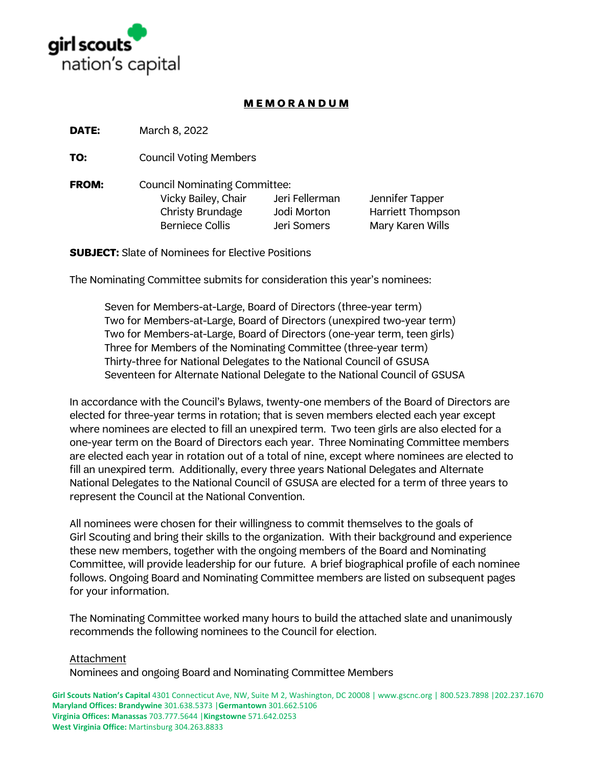girl scouts
nation's capital

# MEMORANDUM

**DATE:** March 8, 2022

**TO:** Council Voting Members

**FROM:** Council Nominating Committee:

| | | |
|---|---|---|
| Vicky Bailey, Chair | Jeri Fellerman | Jennifer Tapper |
| Christy Brundage | Jodi Morton | Harriett Thompson |
| Berniece Collis | Jeri Somers | Mary Karen Wills |

**SUBJECT:** Slate of Nominees for Elective Positions

The Nominating Committee submits for consideration this year's nominees:

Seven for Members-at-Large, Board of Directors (three-year term)
Two for Members-at-Large, Board of Directors (unexpired two-year term)
Two for Members-at-Large, Board of Directors (one-year term, teen girls)
Three for Members of the Nominating Committee (three-year term)
Thirty-three for National Delegates to the National Council of GSUSA
Seventeen for Alternate National Delegate to the National Council of GSUSA

In accordance with the Council's Bylaws, twenty-one members of the Board of Directors are elected for three-year terms in rotation; that is seven members elected each year except where nominees are elected to fill an unexpired term. Two teen girls are also elected for a one-year term on the Board of Directors each year. Three Nominating Committee members are elected each year in rotation out of a total of nine, except where nominees are elected to fill an unexpired term. Additionally, every three years National Delegates and Alternate National Delegates to the National Council of GSUSA are elected for a term of three years to represent the Council at the National Convention.

All nominees were chosen for their willingness to commit themselves to the goals of Girl Scouting and bring their skills to the organization. With their background and experience these new members, together with the ongoing members of the Board and Nominating Committee, will provide leadership for our future. A brief biographical profile of each nominee follows. Ongoing Board and Nominating Committee members are listed on subsequent pages for your information.

The Nominating Committee worked many hours to build the attached slate and unanimously recommends the following nominees to the Council for election.

Attachment
Nominees and ongoing Board and Nominating Committee Members

**Girl Scouts Nation's Capital** 4301 Connecticut Ave, NW, Suite M 2, Washington, DC 20008 | www.gscnc.org | 800.523.7898 |202.237.1670
**Maryland Offices: Brandywine** 301.638.5373 |**Germantown** 301.662.5106
**Virginia Offices: Manassas** 703.777.5644 |**Kingstowne** 571.642.0253
**West Virginia Office:** Martinsburg 304.263.8833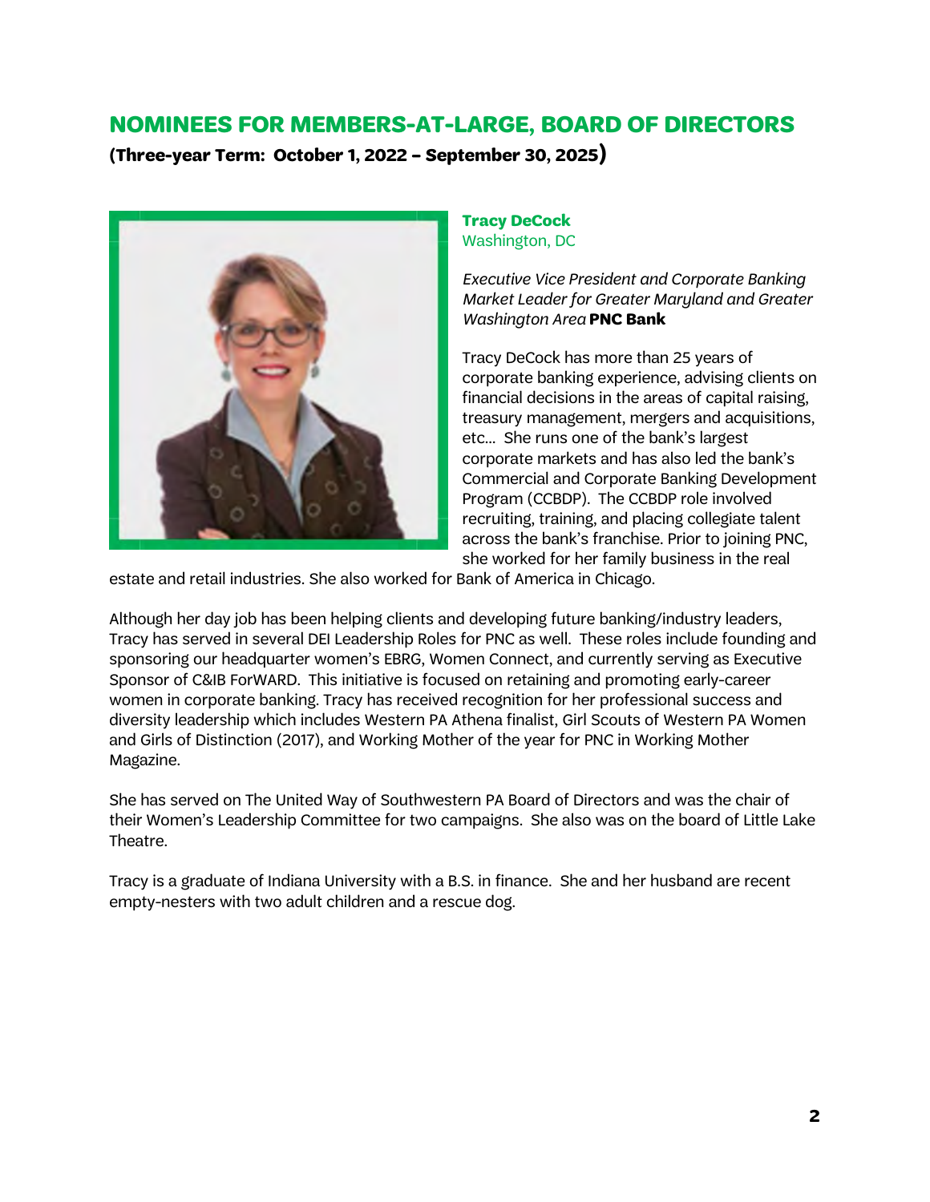## NOMINEES FOR MEMBERS-AT-LARGE, BOARD OF DIRECTORS

**(Three-year Term: October 1, 2022 – September 30, 2025)**

**Tracy DeCock**
Washington, DC

*Executive Vice President and Corporate Banking Market Leader for Greater Maryland and Greater Washington Area* **PNC Bank**

Tracy DeCock has more than 25 years of corporate banking experience, advising clients on financial decisions in the areas of capital raising, treasury management, mergers and acquisitions, etc... She runs one of the bank's largest corporate markets and has also led the bank's Commercial and Corporate Banking Development Program (CCBDP). The CCBDP role involved recruiting, training, and placing collegiate talent across the bank's franchise. Prior to joining PNC, she worked for her family business in the real estate and retail industries. She also worked for Bank of America in Chicago.

Although her day job has been helping clients and developing future banking/industry leaders, Tracy has served in several DEI Leadership Roles for PNC as well. These roles include founding and sponsoring our headquarter women's EBRG, Women Connect, and currently serving as Executive Sponsor of C&IB ForWARD. This initiative is focused on retaining and promoting early-career women in corporate banking. Tracy has received recognition for her professional success and diversity leadership which includes Western PA Athena finalist, Girl Scouts of Western PA Women and Girls of Distinction (2017), and Working Mother of the year for PNC in Working Mother Magazine.

She has served on The United Way of Southwestern PA Board of Directors and was the chair of their Women's Leadership Committee for two campaigns. She also was on the board of Little Lake Theatre.

Tracy is a graduate of Indiana University with a B.S. in finance. She and her husband are recent empty-nesters with two adult children and a rescue dog.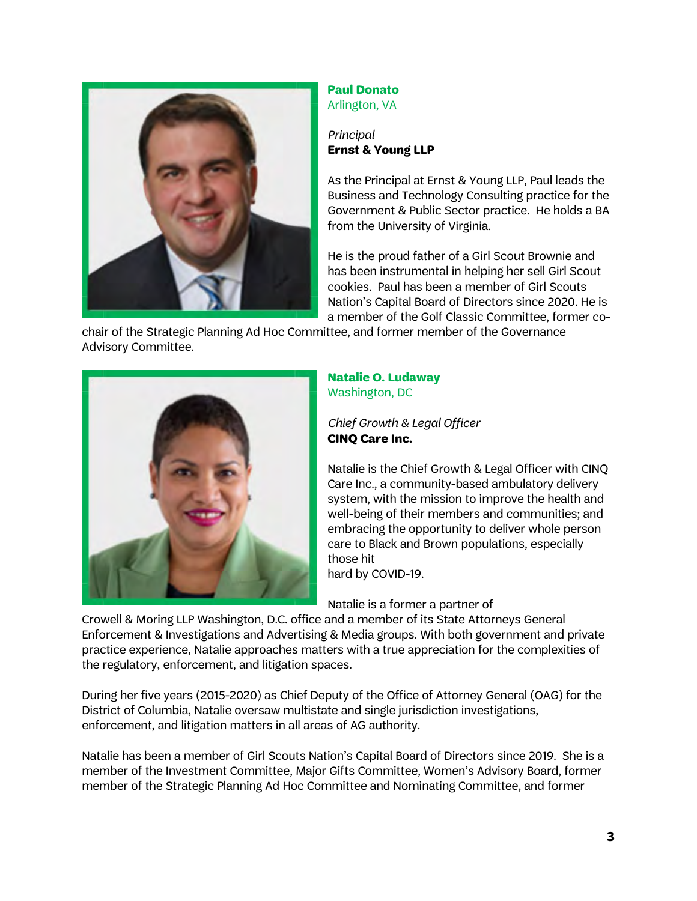**Paul Donato**
Arlington, VA

*Principal*
**Ernst & Young LLP**

As the Principal at Ernst & Young LLP, Paul leads the Business and Technology Consulting practice for the Government & Public Sector practice. He holds a BA from the University of Virginia.

He is the proud father of a Girl Scout Brownie and has been instrumental in helping her sell Girl Scout cookies. Paul has been a member of Girl Scouts Nation's Capital Board of Directors since 2020. He is a member of the Golf Classic Committee, former co-chair of the Strategic Planning Ad Hoc Committee, and former member of the Governance Advisory Committee.

**Natalie O. Ludaway**
Washington, DC

*Chief Growth & Legal Officer*
**CINQ Care Inc.**

Natalie is the Chief Growth & Legal Officer with CINQ Care Inc., a community-based ambulatory delivery system, with the mission to improve the health and well-being of their members and communities; and embracing the opportunity to deliver whole person care to Black and Brown populations, especially those hit hard by COVID-19.

Natalie is a former a partner of Crowell & Moring LLP Washington, D.C. office and a member of its State Attorneys General Enforcement & Investigations and Advertising & Media groups. With both government and private practice experience, Natalie approaches matters with a true appreciation for the complexities of the regulatory, enforcement, and litigation spaces.

During her five years (2015-2020) as Chief Deputy of the Office of Attorney General (OAG) for the District of Columbia, Natalie oversaw multistate and single jurisdiction investigations, enforcement, and litigation matters in all areas of AG authority.

Natalie has been a member of Girl Scouts Nation's Capital Board of Directors since 2019. She is a member of the Investment Committee, Major Gifts Committee, Women's Advisory Board, former member of the Strategic Planning Ad Hoc Committee and Nominating Committee, and former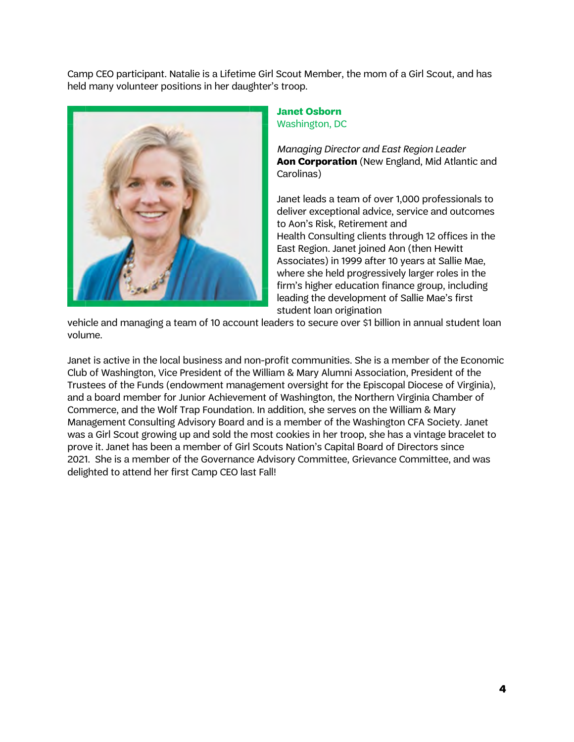Camp CEO participant. Natalie is a Lifetime Girl Scout Member, the mom of a Girl Scout, and has held many volunteer positions in her daughter's troop.

**Janet Osborn**
Washington, DC

*Managing Director and East Region Leader*
**Aon Corporation** (New England, Mid Atlantic and Carolinas)

Janet leads a team of over 1,000 professionals to deliver exceptional advice, service and outcomes to Aon's Risk, Retirement and Health Consulting clients through 12 offices in the East Region. Janet joined Aon (then Hewitt Associates) in 1999 after 10 years at Sallie Mae, where she held progressively larger roles in the firm's higher education finance group, including leading the development of Sallie Mae's first student loan origination vehicle and managing a team of 10 account leaders to secure over $1 billion in annual student loan volume.

Janet is active in the local business and non-profit communities. She is a member of the Economic Club of Washington, Vice President of the William & Mary Alumni Association, President of the Trustees of the Funds (endowment management oversight for the Episcopal Diocese of Virginia), and a board member for Junior Achievement of Washington, the Northern Virginia Chamber of Commerce, and the Wolf Trap Foundation. In addition, she serves on the William & Mary Management Consulting Advisory Board and is a member of the Washington CFA Society. Janet was a Girl Scout growing up and sold the most cookies in her troop, she has a vintage bracelet to prove it. Janet has been a member of Girl Scouts Nation's Capital Board of Directors since 2021. She is a member of the Governance Advisory Committee, Grievance Committee, and was delighted to attend her first Camp CEO last Fall!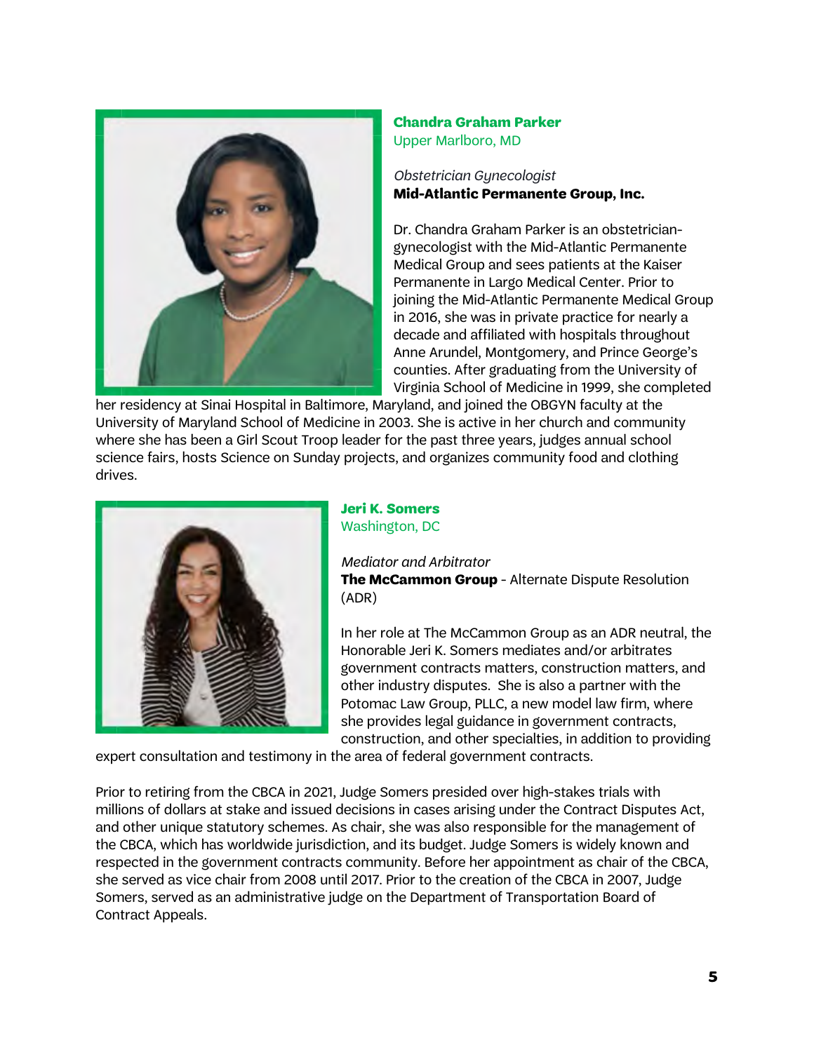### Chandra Graham Parker
Upper Marlboro, MD

*Obstetrician Gynecologist*
**Mid-Atlantic Permanente Group, Inc.**

Dr. Chandra Graham Parker is an obstetrician-gynecologist with the Mid-Atlantic Permanente Medical Group and sees patients at the Kaiser Permanente in Largo Medical Center. Prior to joining the Mid-Atlantic Permanente Medical Group in 2016, she was in private practice for nearly a decade and affiliated with hospitals throughout Anne Arundel, Montgomery, and Prince George's counties. After graduating from the University of Virginia School of Medicine in 1999, she completed her residency at Sinai Hospital in Baltimore, Maryland, and joined the OBGYN faculty at the University of Maryland School of Medicine in 2003. She is active in her church and community where she has been a Girl Scout Troop leader for the past three years, judges annual school science fairs, hosts Science on Sunday projects, and organizes community food and clothing drives.

### Jeri K. Somers
Washington, DC

*Mediator and Arbitrator*
**The McCammon Group** - Alternate Dispute Resolution (ADR)

In her role at The McCammon Group as an ADR neutral, the Honorable Jeri K. Somers mediates and/or arbitrates government contracts matters, construction matters, and other industry disputes. She is also a partner with the Potomac Law Group, PLLC, a new model law firm, where she provides legal guidance in government contracts, construction, and other specialties, in addition to providing expert consultation and testimony in the area of federal government contracts.

Prior to retiring from the CBCA in 2021, Judge Somers presided over high-stakes trials with millions of dollars at stake and issued decisions in cases arising under the Contract Disputes Act, and other unique statutory schemes. As chair, she was also responsible for the management of the CBCA, which has worldwide jurisdiction, and its budget. Judge Somers is widely known and respected in the government contracts community. Before her appointment as chair of the CBCA, she served as vice chair from 2008 until 2017. Prior to the creation of the CBCA in 2007, Judge Somers, served as an administrative judge on the Department of Transportation Board of Contract Appeals.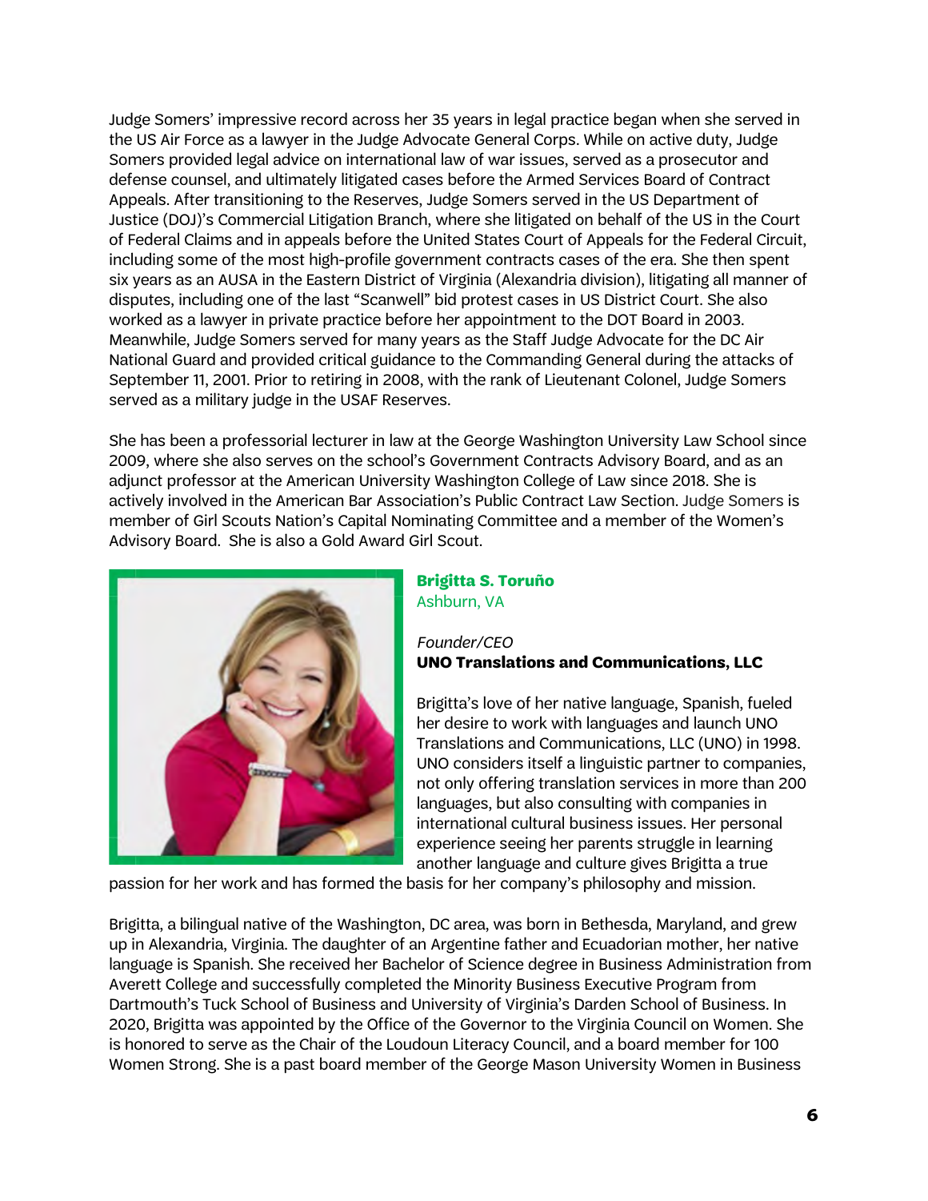Judge Somers' impressive record across her 35 years in legal practice began when she served in the US Air Force as a lawyer in the Judge Advocate General Corps. While on active duty, Judge Somers provided legal advice on international law of war issues, served as a prosecutor and defense counsel, and ultimately litigated cases before the Armed Services Board of Contract Appeals. After transitioning to the Reserves, Judge Somers served in the US Department of Justice (DOJ)'s Commercial Litigation Branch, where she litigated on behalf of the US in the Court of Federal Claims and in appeals before the United States Court of Appeals for the Federal Circuit, including some of the most high-profile government contracts cases of the era. She then spent six years as an AUSA in the Eastern District of Virginia (Alexandria division), litigating all manner of disputes, including one of the last "Scanwell" bid protest cases in US District Court. She also worked as a lawyer in private practice before her appointment to the DOT Board in 2003. Meanwhile, Judge Somers served for many years as the Staff Judge Advocate for the DC Air National Guard and provided critical guidance to the Commanding General during the attacks of September 11, 2001. Prior to retiring in 2008, with the rank of Lieutenant Colonel, Judge Somers served as a military judge in the USAF Reserves.

She has been a professorial lecturer in law at the George Washington University Law School since 2009, where she also serves on the school's Government Contracts Advisory Board, and as an adjunct professor at the American University Washington College of Law since 2018. She is actively involved in the American Bar Association's Public Contract Law Section. Judge Somers is member of Girl Scouts Nation's Capital Nominating Committee and a member of the Women's Advisory Board. She is also a Gold Award Girl Scout.

**Brigitta S. Toruño**
Ashburn, VA

*Founder/CEO*
**UNO Translations and Communications, LLC**

Brigitta's love of her native language, Spanish, fueled her desire to work with languages and launch UNO Translations and Communications, LLC (UNO) in 1998. UNO considers itself a linguistic partner to companies, not only offering translation services in more than 200 languages, but also consulting with companies in international cultural business issues. Her personal experience seeing her parents struggle in learning another language and culture gives Brigitta a true passion for her work and has formed the basis for her company's philosophy and mission.

Brigitta, a bilingual native of the Washington, DC area, was born in Bethesda, Maryland, and grew up in Alexandria, Virginia. The daughter of an Argentine father and Ecuadorian mother, her native language is Spanish. She received her Bachelor of Science degree in Business Administration from Averett College and successfully completed the Minority Business Executive Program from Dartmouth's Tuck School of Business and University of Virginia's Darden School of Business. In 2020, Brigitta was appointed by the Office of the Governor to the Virginia Council on Women. She is honored to serve as the Chair of the Loudoun Literacy Council, and a board member for 100 Women Strong. She is a past board member of the George Mason University Women in Business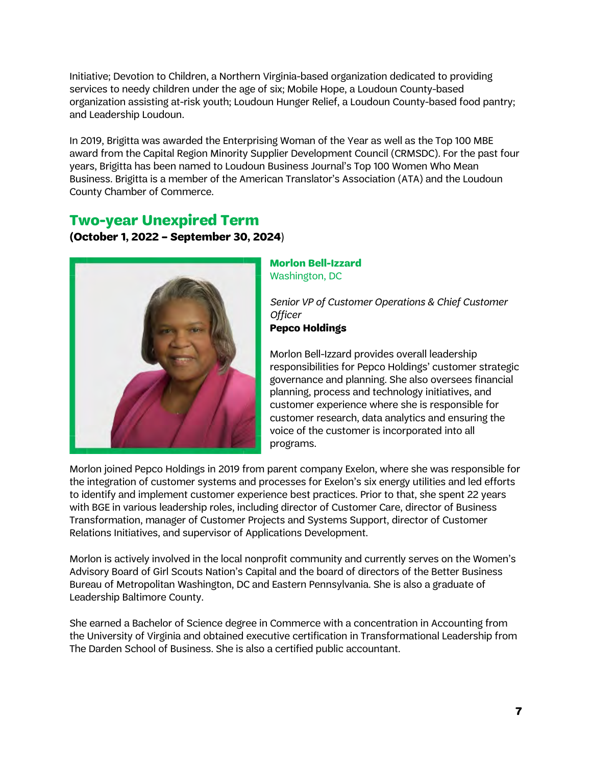Initiative; Devotion to Children, a Northern Virginia-based organization dedicated to providing services to needy children under the age of six; Mobile Hope, a Loudoun County-based organization assisting at-risk youth; Loudoun Hunger Relief, a Loudoun County-based food pantry; and Leadership Loudoun.

In 2019, Brigitta was awarded the Enterprising Woman of the Year as well as the Top 100 MBE award from the Capital Region Minority Supplier Development Council (CRMSDC). For the past four years, Brigitta has been named to Loudoun Business Journal's Top 100 Women Who Mean Business. Brigitta is a member of the American Translator's Association (ATA) and the Loudoun County Chamber of Commerce.

## Two-year Unexpired Term

**(October 1, 2022 – September 30, 2024)**

**Morlon Bell-Izzard**
Washington, DC

*Senior VP of Customer Operations & Chief Customer Officer*
**Pepco Holdings**

Morlon Bell-Izzard provides overall leadership responsibilities for Pepco Holdings' customer strategic governance and planning. She also oversees financial planning, process and technology initiatives, and customer experience where she is responsible for customer research, data analytics and ensuring the voice of the customer is incorporated into all programs.

Morlon joined Pepco Holdings in 2019 from parent company Exelon, where she was responsible for the integration of customer systems and processes for Exelon's six energy utilities and led efforts to identify and implement customer experience best practices. Prior to that, she spent 22 years with BGE in various leadership roles, including director of Customer Care, director of Business Transformation, manager of Customer Projects and Systems Support, director of Customer Relations Initiatives, and supervisor of Applications Development.

Morlon is actively involved in the local nonprofit community and currently serves on the Women's Advisory Board of Girl Scouts Nation's Capital and the board of directors of the Better Business Bureau of Metropolitan Washington, DC and Eastern Pennsylvania. She is also a graduate of Leadership Baltimore County.

She earned a Bachelor of Science degree in Commerce with a concentration in Accounting from the University of Virginia and obtained executive certification in Transformational Leadership from The Darden School of Business. She is also a certified public accountant.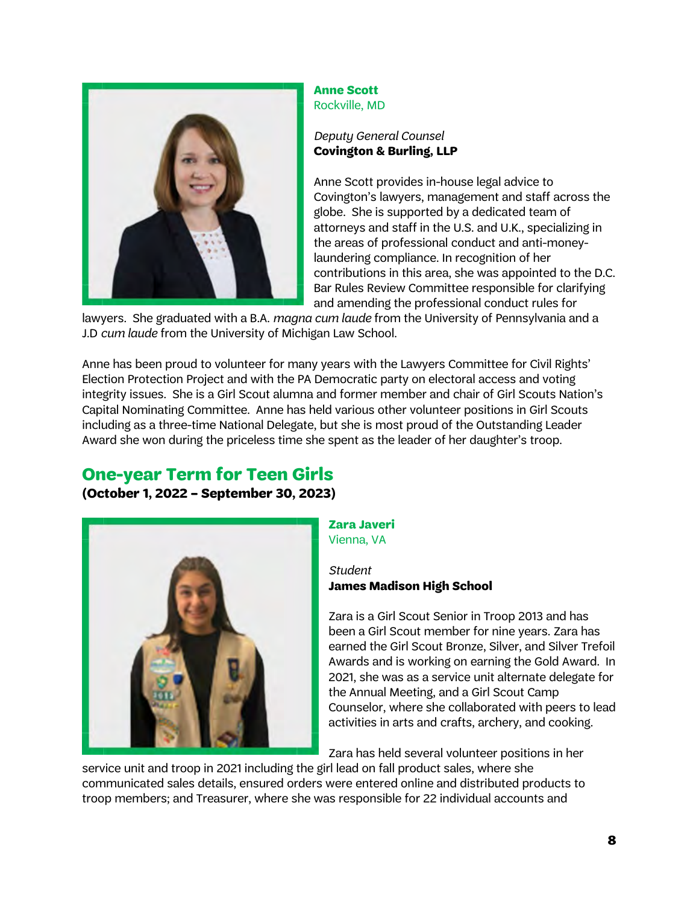**Anne Scott**
Rockville, MD

*Deputy General Counsel*
**Covington & Burling, LLP**

Anne Scott provides in-house legal advice to Covington's lawyers, management and staff across the globe. She is supported by a dedicated team of attorneys and staff in the U.S. and U.K., specializing in the areas of professional conduct and anti-money-laundering compliance. In recognition of her contributions in this area, she was appointed to the D.C. Bar Rules Review Committee responsible for clarifying and amending the professional conduct rules for lawyers. She graduated with a B.A. *magna cum laude* from the University of Pennsylvania and a J.D *cum laude* from the University of Michigan Law School.

Anne has been proud to volunteer for many years with the Lawyers Committee for Civil Rights' Election Protection Project and with the PA Democratic party on electoral access and voting integrity issues. She is a Girl Scout alumna and former member and chair of Girl Scouts Nation's Capital Nominating Committee. Anne has held various other volunteer positions in Girl Scouts including as a three-time National Delegate, but she is most proud of the Outstanding Leader Award she won during the priceless time she spent as the leader of her daughter's troop.

## One-year Term for Teen Girls

**(October 1, 2022 – September 30, 2023)**

**Zara Javeri**
Vienna, VA

*Student*
**James Madison High School**

Zara is a Girl Scout Senior in Troop 2013 and has been a Girl Scout member for nine years. Zara has earned the Girl Scout Bronze, Silver, and Silver Trefoil Awards and is working on earning the Gold Award. In 2021, she was as a service unit alternate delegate for the Annual Meeting, and a Girl Scout Camp Counselor, where she collaborated with peers to lead activities in arts and crafts, archery, and cooking.

Zara has held several volunteer positions in her service unit and troop in 2021 including the girl lead on fall product sales, where she communicated sales details, ensured orders were entered online and distributed products to troop members; and Treasurer, where she was responsible for 22 individual accounts and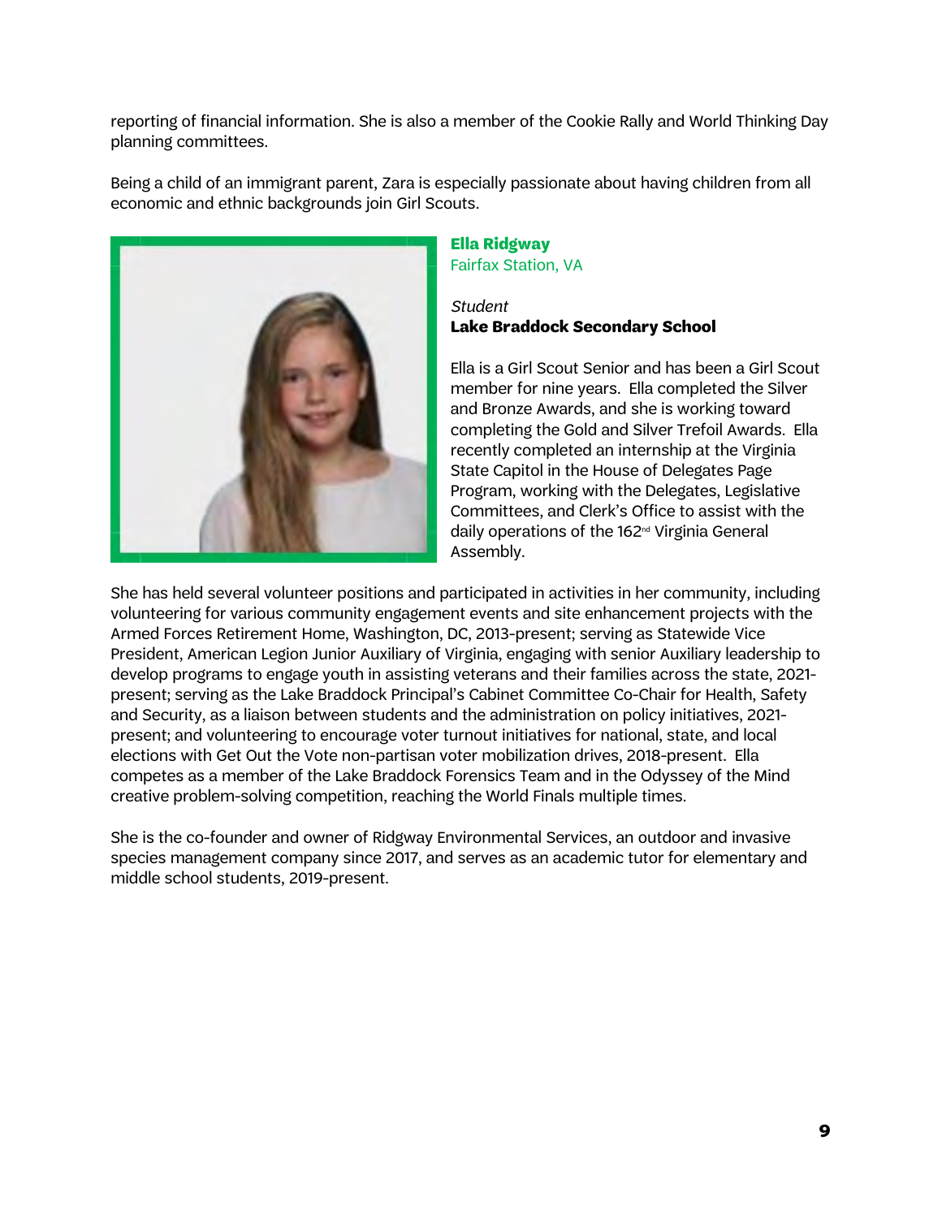reporting of financial information. She is also a member of the Cookie Rally and World Thinking Day planning committees.

Being a child of an immigrant parent, Zara is especially passionate about having children from all economic and ethnic backgrounds join Girl Scouts.

**Ella Ridgway**
Fairfax Station, VA

*Student*
**Lake Braddock Secondary School**

Ella is a Girl Scout Senior and has been a Girl Scout member for nine years. Ella completed the Silver and Bronze Awards, and she is working toward completing the Gold and Silver Trefoil Awards. Ella recently completed an internship at the Virginia State Capitol in the House of Delegates Page Program, working with the Delegates, Legislative Committees, and Clerk's Office to assist with the daily operations of the 162nd Virginia General Assembly.

She has held several volunteer positions and participated in activities in her community, including volunteering for various community engagement events and site enhancement projects with the Armed Forces Retirement Home, Washington, DC, 2013-present; serving as Statewide Vice President, American Legion Junior Auxiliary of Virginia, engaging with senior Auxiliary leadership to develop programs to engage youth in assisting veterans and their families across the state, 2021-present; serving as the Lake Braddock Principal's Cabinet Committee Co-Chair for Health, Safety and Security, as a liaison between students and the administration on policy initiatives, 2021-present; and volunteering to encourage voter turnout initiatives for national, state, and local elections with Get Out the Vote non-partisan voter mobilization drives, 2018-present. Ella competes as a member of the Lake Braddock Forensics Team and in the Odyssey of the Mind creative problem-solving competition, reaching the World Finals multiple times.

She is the co-founder and owner of Ridgway Environmental Services, an outdoor and invasive species management company since 2017, and serves as an academic tutor for elementary and middle school students, 2019-present.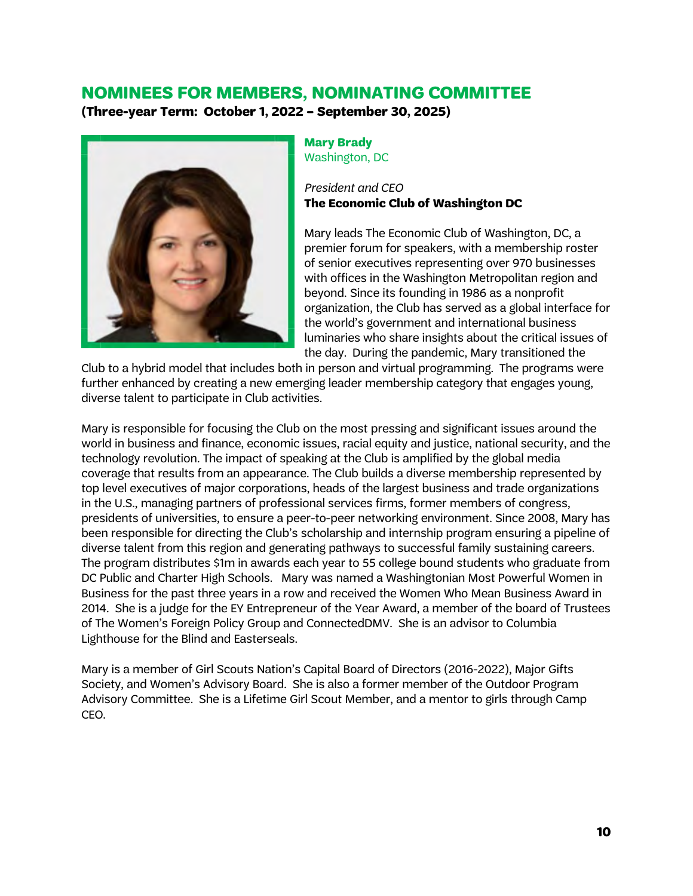## NOMINEES FOR MEMBERS, NOMINATING COMMITTEE

**(Three-year Term: October 1, 2022 – September 30, 2025)**

**Mary Brady**
Washington, DC

*President and CEO*
**The Economic Club of Washington DC**

Mary leads The Economic Club of Washington, DC, a premier forum for speakers, with a membership roster of senior executives representing over 970 businesses with offices in the Washington Metropolitan region and beyond. Since its founding in 1986 as a nonprofit organization, the Club has served as a global interface for the world's government and international business luminaries who share insights about the critical issues of the day. During the pandemic, Mary transitioned the Club to a hybrid model that includes both in person and virtual programming. The programs were further enhanced by creating a new emerging leader membership category that engages young, diverse talent to participate in Club activities.

Mary is responsible for focusing the Club on the most pressing and significant issues around the world in business and finance, economic issues, racial equity and justice, national security, and the technology revolution. The impact of speaking at the Club is amplified by the global media coverage that results from an appearance. The Club builds a diverse membership represented by top level executives of major corporations, heads of the largest business and trade organizations in the U.S., managing partners of professional services firms, former members of congress, presidents of universities, to ensure a peer-to-peer networking environment. Since 2008, Mary has been responsible for directing the Club's scholarship and internship program ensuring a pipeline of diverse talent from this region and generating pathways to successful family sustaining careers. The program distributes $1m in awards each year to 55 college bound students who graduate from DC Public and Charter High Schools. Mary was named a Washingtonian Most Powerful Women in Business for the past three years in a row and received the Women Who Mean Business Award in 2014. She is a judge for the EY Entrepreneur of the Year Award, a member of the board of Trustees of The Women's Foreign Policy Group and ConnectedDMV. She is an advisor to Columbia Lighthouse for the Blind and Easterseals.

Mary is a member of Girl Scouts Nation's Capital Board of Directors (2016-2022), Major Gifts Society, and Women's Advisory Board. She is also a former member of the Outdoor Program Advisory Committee. She is a Lifetime Girl Scout Member, and a mentor to girls through Camp CEO.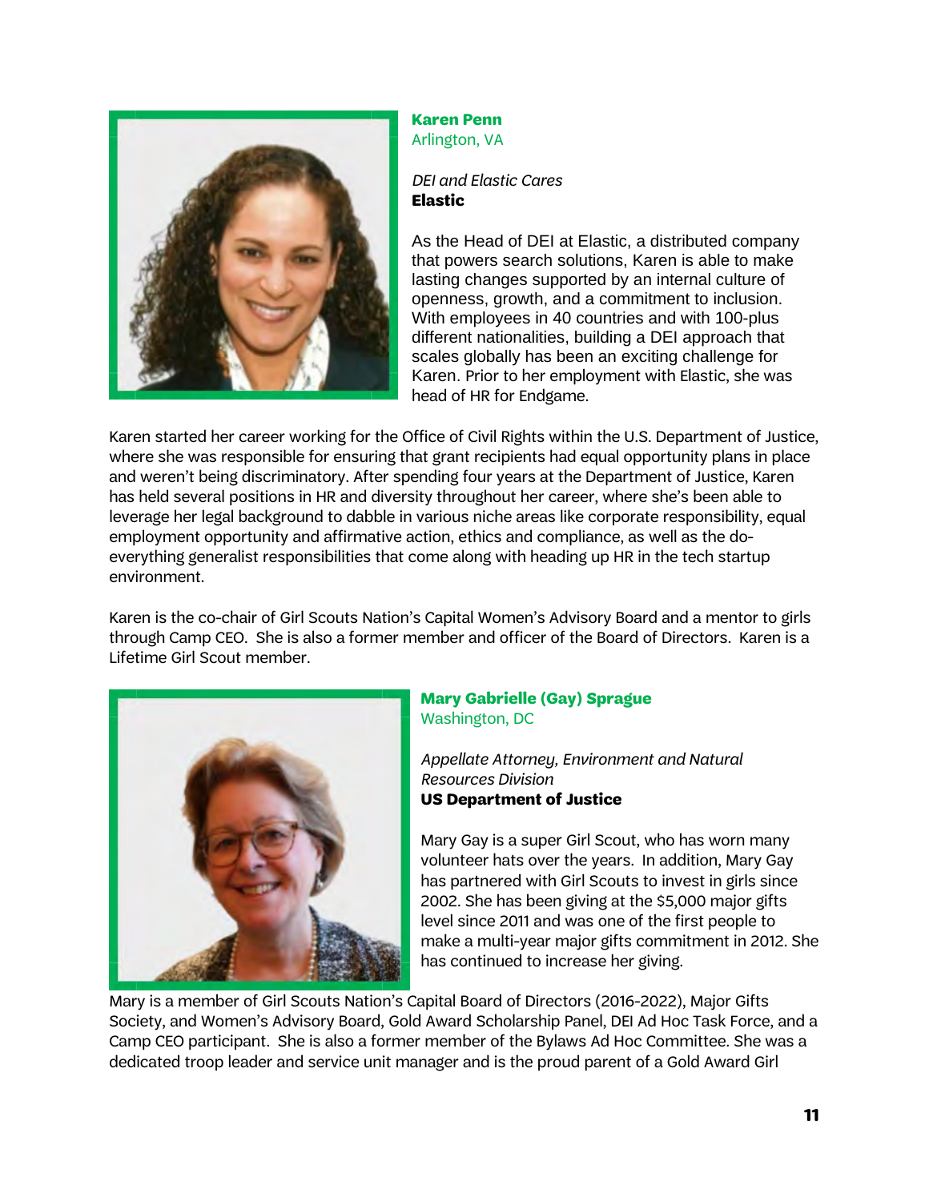**Karen Penn**
Arlington, VA

*DEI and Elastic Cares*
**Elastic**

As the Head of DEI at Elastic, a distributed company that powers search solutions, Karen is able to make lasting changes supported by an internal culture of openness, growth, and a commitment to inclusion. With employees in 40 countries and with 100-plus different nationalities, building a DEI approach that scales globally has been an exciting challenge for Karen. Prior to her employment with Elastic, she was head of HR for Endgame.

Karen started her career working for the Office of Civil Rights within the U.S. Department of Justice, where she was responsible for ensuring that grant recipients had equal opportunity plans in place and weren't being discriminatory. After spending four years at the Department of Justice, Karen has held several positions in HR and diversity throughout her career, where she's been able to leverage her legal background to dabble in various niche areas like corporate responsibility, equal employment opportunity and affirmative action, ethics and compliance, as well as the do-everything generalist responsibilities that come along with heading up HR in the tech startup environment.

Karen is the co-chair of Girl Scouts Nation's Capital Women's Advisory Board and a mentor to girls through Camp CEO. She is also a former member and officer of the Board of Directors. Karen is a Lifetime Girl Scout member.

**Mary Gabrielle (Gay) Sprague**
Washington, DC

*Appellate Attorney, Environment and Natural Resources Division*
**US Department of Justice**

Mary Gay is a super Girl Scout, who has worn many volunteer hats over the years. In addition, Mary Gay has partnered with Girl Scouts to invest in girls since 2002. She has been giving at the $5,000 major gifts level since 2011 and was one of the first people to make a multi-year major gifts commitment in 2012. She has continued to increase her giving.

Mary is a member of Girl Scouts Nation's Capital Board of Directors (2016-2022), Major Gifts Society, and Women's Advisory Board, Gold Award Scholarship Panel, DEI Ad Hoc Task Force, and a Camp CEO participant. She is also a former member of the Bylaws Ad Hoc Committee. She was a dedicated troop leader and service unit manager and is the proud parent of a Gold Award Girl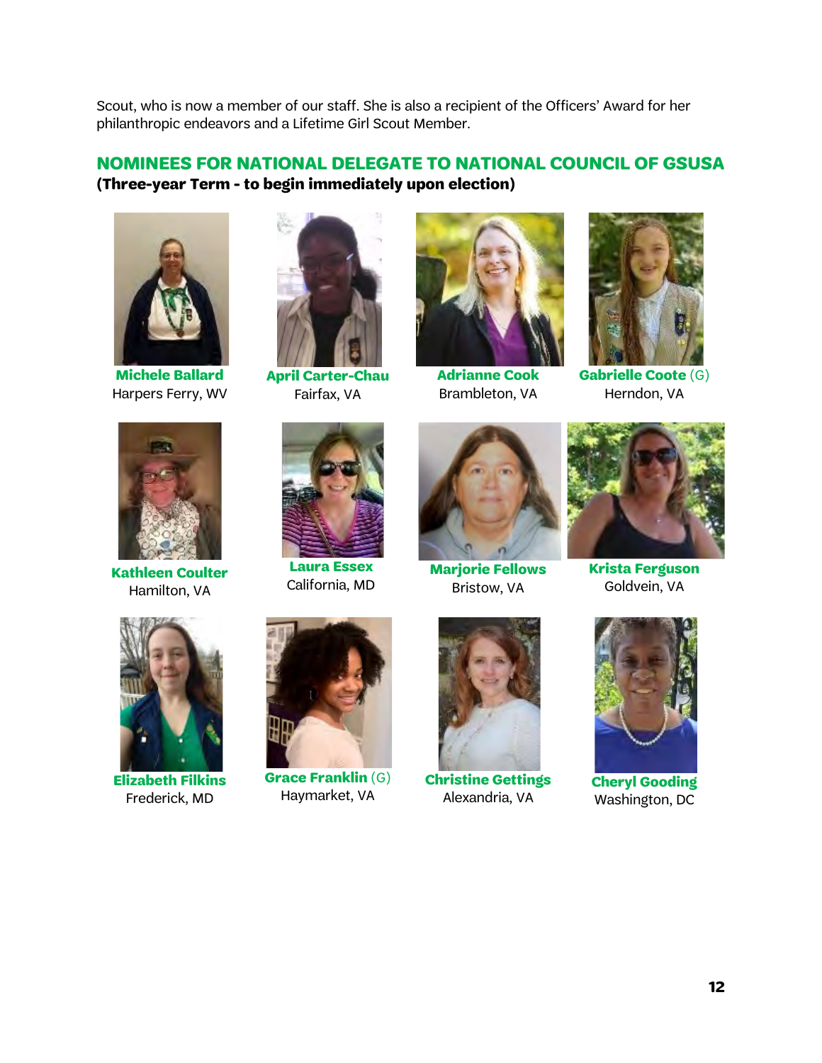Scout, who is now a member of our staff. She is also a recipient of the Officers' Award for her philanthropic endeavors and a Lifetime Girl Scout Member.

## NOMINEES FOR NATIONAL DELEGATE TO NATIONAL COUNCIL OF GSUSA

**(Three-year Term - to begin immediately upon election)**

**Michele Ballard**
Harpers Ferry, WV

**April Carter-Chau**
Fairfax, VA

**Adrianne Cook**
Brambleton, VA

**Gabrielle Coote** (G)
Herndon, VA

**Kathleen Coulter**
Hamilton, VA

**Laura Essex**
California, MD

**Marjorie Fellows**
Bristow, VA

**Krista Ferguson**
Goldvein, VA

**Elizabeth Filkins**
Frederick, MD

**Grace Franklin** (G)
Haymarket, VA

**Christine Gettings**
Alexandria, VA

**Cheryl Gooding**
Washington, DC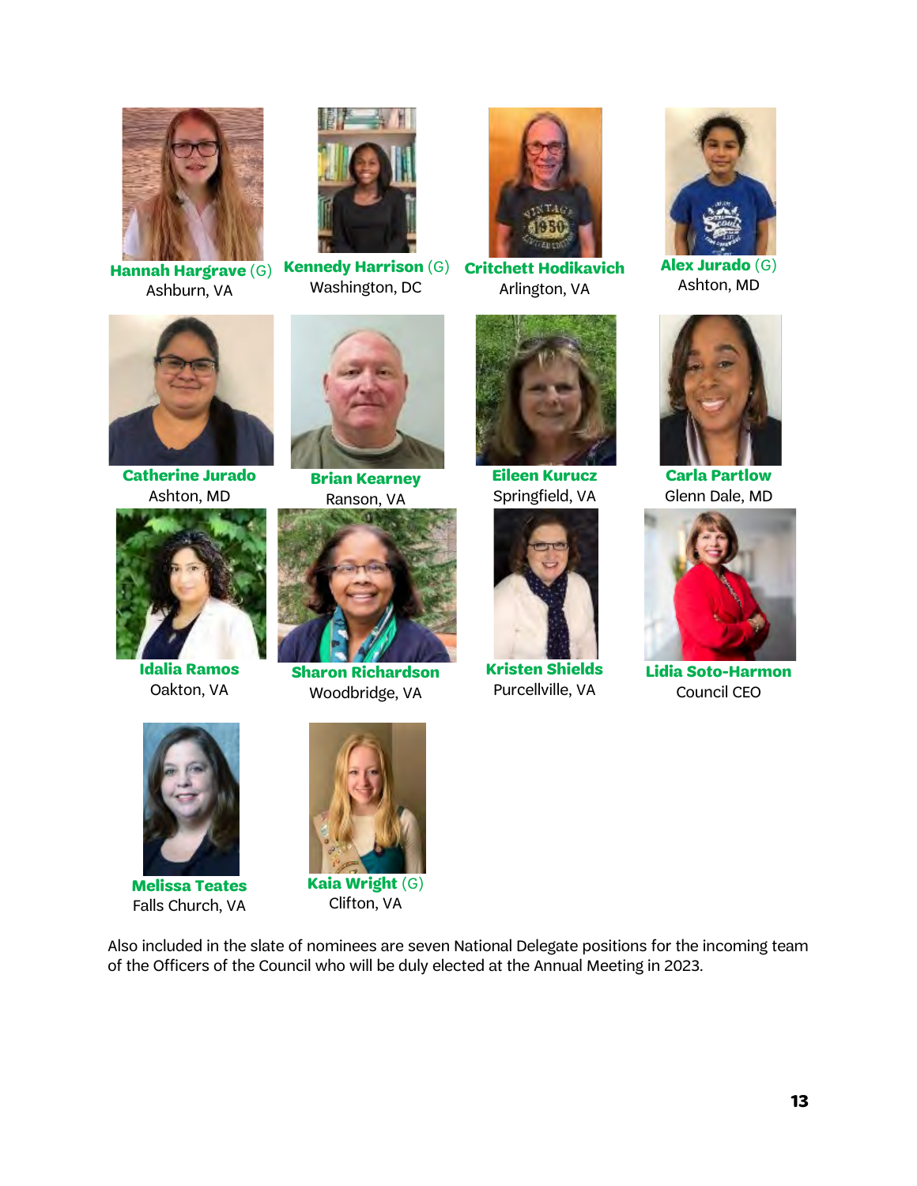**Hannah Hargrave** (G)
Ashburn, VA

**Kennedy Harrison** (G)
Washington, DC

**Critchett Hodikavich**
Arlington, VA

**Alex Jurado** (G)
Ashton, MD

**Catherine Jurado**
Ashton, MD

**Brian Kearney**
Ranson, VA

**Eileen Kurucz**
Springfield, VA

**Carla Partlow**
Glenn Dale, MD

**Idalia Ramos**
Oakton, VA

**Sharon Richardson**
Woodbridge, VA

**Kristen Shields**
Purcellville, VA

**Lidia Soto-Harmon**
Council CEO

**Melissa Teates**
Falls Church, VA

**Kaia Wright** (G)
Clifton, VA

Also included in the slate of nominees are seven National Delegate positions for the incoming team of the Officers of the Council who will be duly elected at the Annual Meeting in 2023.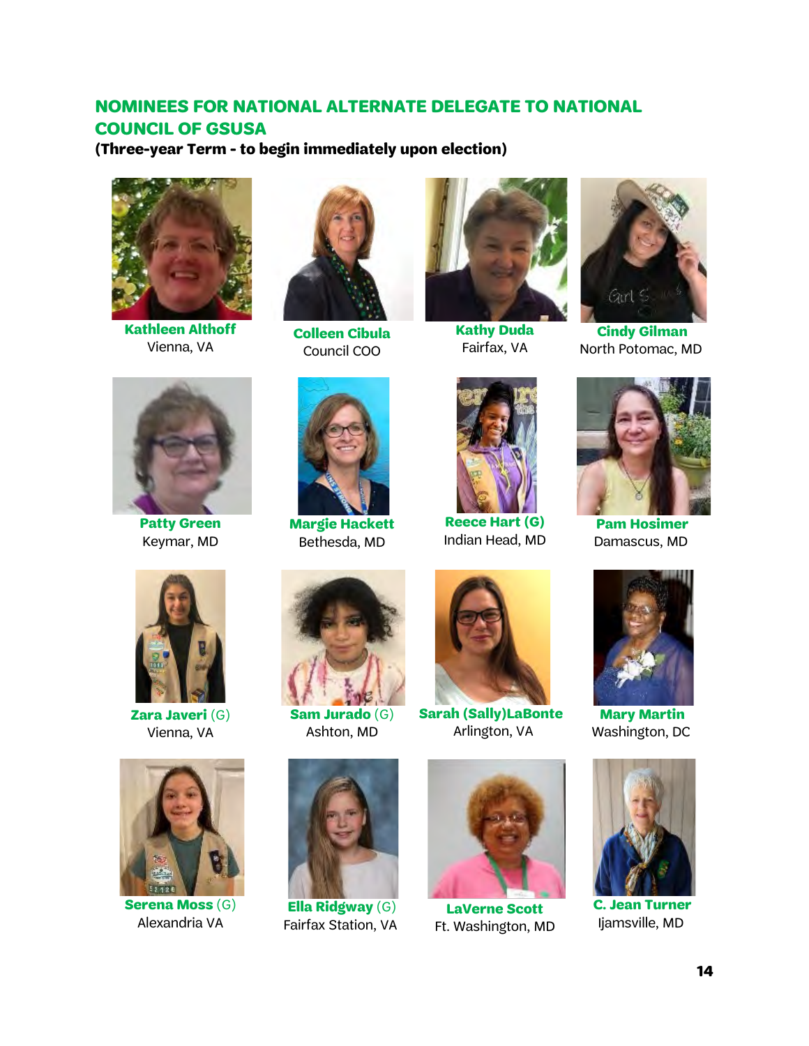## NOMINEES FOR NATIONAL ALTERNATE DELEGATE TO NATIONAL COUNCIL OF GSUSA

**(Three-year Term - to begin immediately upon election)**

**Kathleen Althoff**
Vienna, VA

**Colleen Cibula**
Council COO

**Kathy Duda**
Fairfax, VA

**Cindy Gilman**
North Potomac, MD

**Patty Green**
Keymar, MD

**Margie Hackett**
Bethesda, MD

**Reece Hart (G)**
Indian Head, MD

**Pam Hosimer**
Damascus, MD

**Zara Javeri** (G)
Vienna, VA

**Sam Jurado** (G)
Ashton, MD

**Sarah (Sally)LaBonte**
Arlington, VA

**Mary Martin**
Washington, DC

**Serena Moss** (G)
Alexandria VA

**Ella Ridgway** (G)
Fairfax Station, VA

**LaVerne Scott**
Ft. Washington, MD

**C. Jean Turner**
Ijamsville, MD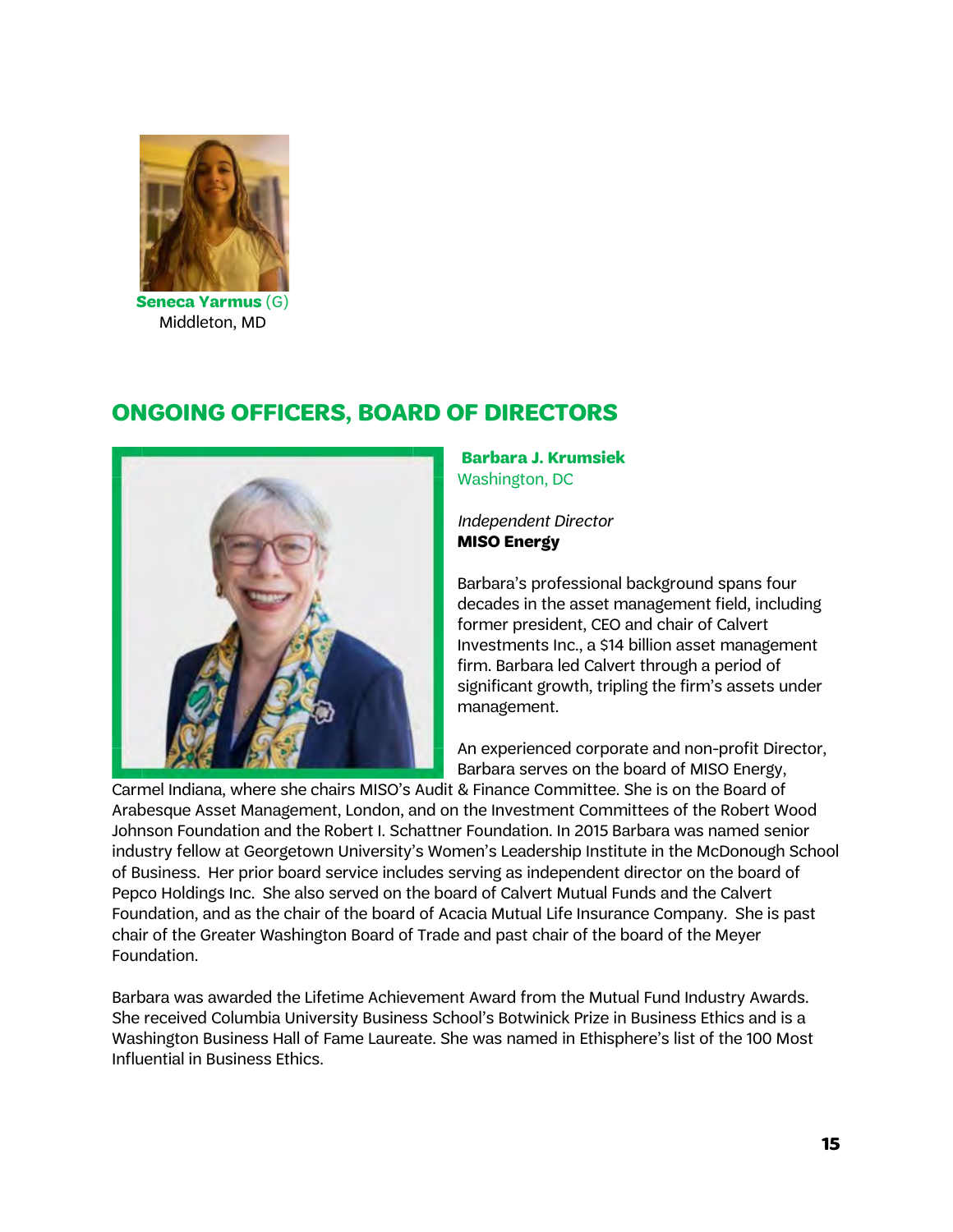**Seneca Yarmus** (G)
Middleton, MD

## ONGOING OFFICERS, BOARD OF DIRECTORS

**Barbara J. Krumsiek**
Washington, DC

*Independent Director*
**MISO Energy**

Barbara's professional background spans four decades in the asset management field, including former president, CEO and chair of Calvert Investments Inc., a $14 billion asset management firm. Barbara led Calvert through a period of significant growth, tripling the firm's assets under management.

An experienced corporate and non-profit Director, Barbara serves on the board of MISO Energy, Carmel Indiana, where she chairs MISO's Audit & Finance Committee. She is on the Board of Arabesque Asset Management, London, and on the Investment Committees of the Robert Wood Johnson Foundation and the Robert I. Schattner Foundation. In 2015 Barbara was named senior industry fellow at Georgetown University's Women's Leadership Institute in the McDonough School of Business. Her prior board service includes serving as independent director on the board of Pepco Holdings Inc. She also served on the board of Calvert Mutual Funds and the Calvert Foundation, and as the chair of the board of Acacia Mutual Life Insurance Company. She is past chair of the Greater Washington Board of Trade and past chair of the board of the Meyer Foundation.

Barbara was awarded the Lifetime Achievement Award from the Mutual Fund Industry Awards. She received Columbia University Business School's Botwinick Prize in Business Ethics and is a Washington Business Hall of Fame Laureate. She was named in Ethisphere's list of the 100 Most Influential in Business Ethics.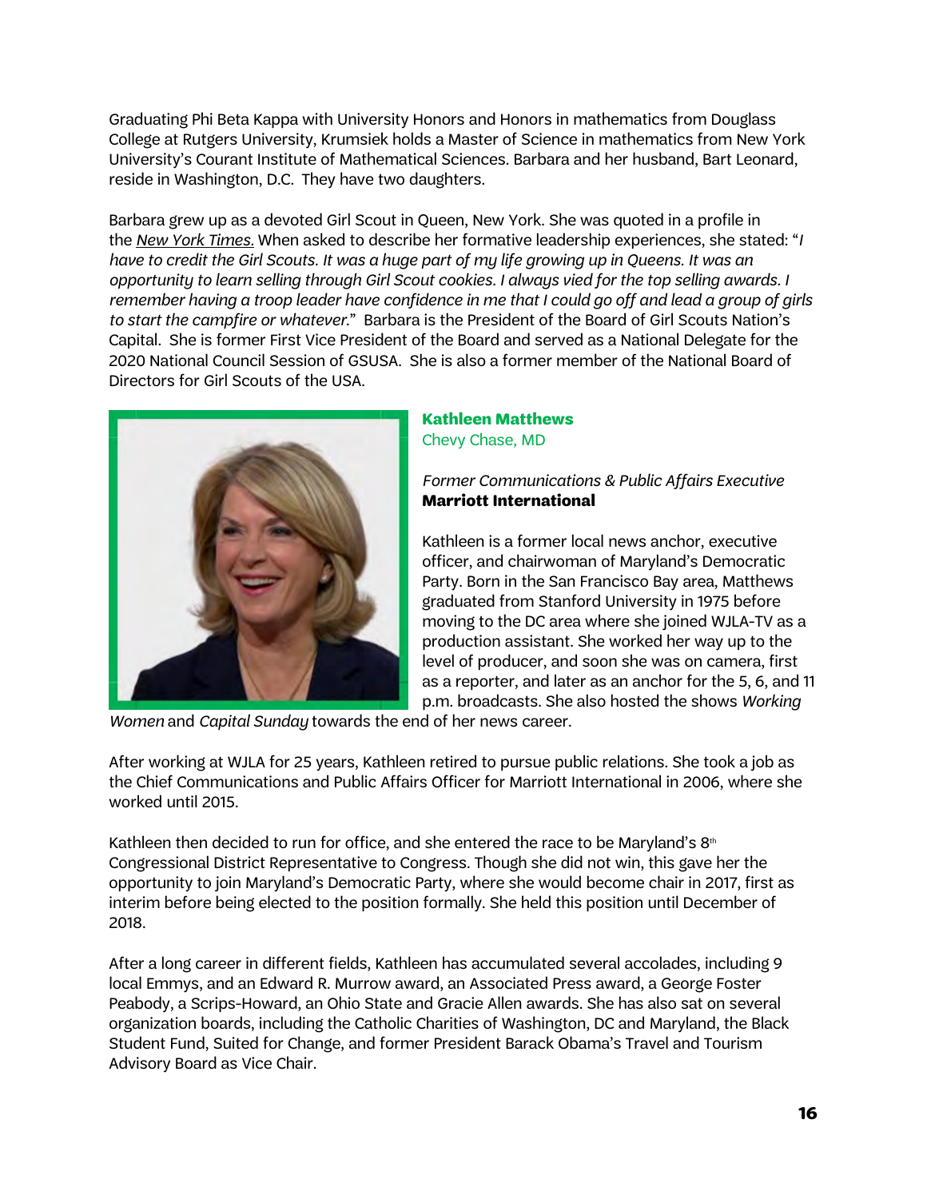Graduating Phi Beta Kappa with University Honors and Honors in mathematics from Douglass College at Rutgers University, Krumsiek holds a Master of Science in mathematics from New York University's Courant Institute of Mathematical Sciences. Barbara and her husband, Bart Leonard, reside in Washington, D.C. They have two daughters.

Barbara grew up as a devoted Girl Scout in Queen, New York. She was quoted in a profile in the *New York Times.* When asked to describe her formative leadership experiences, she stated: "*I have to credit the Girl Scouts. It was a huge part of my life growing up in Queens. It was an opportunity to learn selling through Girl Scout cookies. I always vied for the top selling awards. I remember having a troop leader have confidence in me that I could go off and lead a group of girls to start the campfire or whatever.*" Barbara is the President of the Board of Girl Scouts Nation's Capital. She is former First Vice President of the Board and served as a National Delegate for the 2020 National Council Session of GSUSA. She is also a former member of the National Board of Directors for Girl Scouts of the USA.

**Kathleen Matthews**
Chevy Chase, MD

*Former Communications & Public Affairs Executive*
**Marriott International**

Kathleen is a former local news anchor, executive officer, and chairwoman of Maryland's Democratic Party. Born in the San Francisco Bay area, Matthews graduated from Stanford University in 1975 before moving to the DC area where she joined WJLA-TV as a production assistant. She worked her way up to the level of producer, and soon she was on camera, first as a reporter, and later as an anchor for the 5, 6, and 11 p.m. broadcasts. She also hosted the shows *Working Women* and *Capital Sunday* towards the end of her news career.

After working at WJLA for 25 years, Kathleen retired to pursue public relations. She took a job as the Chief Communications and Public Affairs Officer for Marriott International in 2006, where she worked until 2015.

Kathleen then decided to run for office, and she entered the race to be Maryland's 8th Congressional District Representative to Congress. Though she did not win, this gave her the opportunity to join Maryland's Democratic Party, where she would become chair in 2017, first as interim before being elected to the position formally. She held this position until December of 2018.

After a long career in different fields, Kathleen has accumulated several accolades, including 9 local Emmys, and an Edward R. Murrow award, an Associated Press award, a George Foster Peabody, a Scrips-Howard, an Ohio State and Gracie Allen awards. She has also sat on several organization boards, including the Catholic Charities of Washington, DC and Maryland, the Black Student Fund, Suited for Change, and former President Barack Obama's Travel and Tourism Advisory Board as Vice Chair.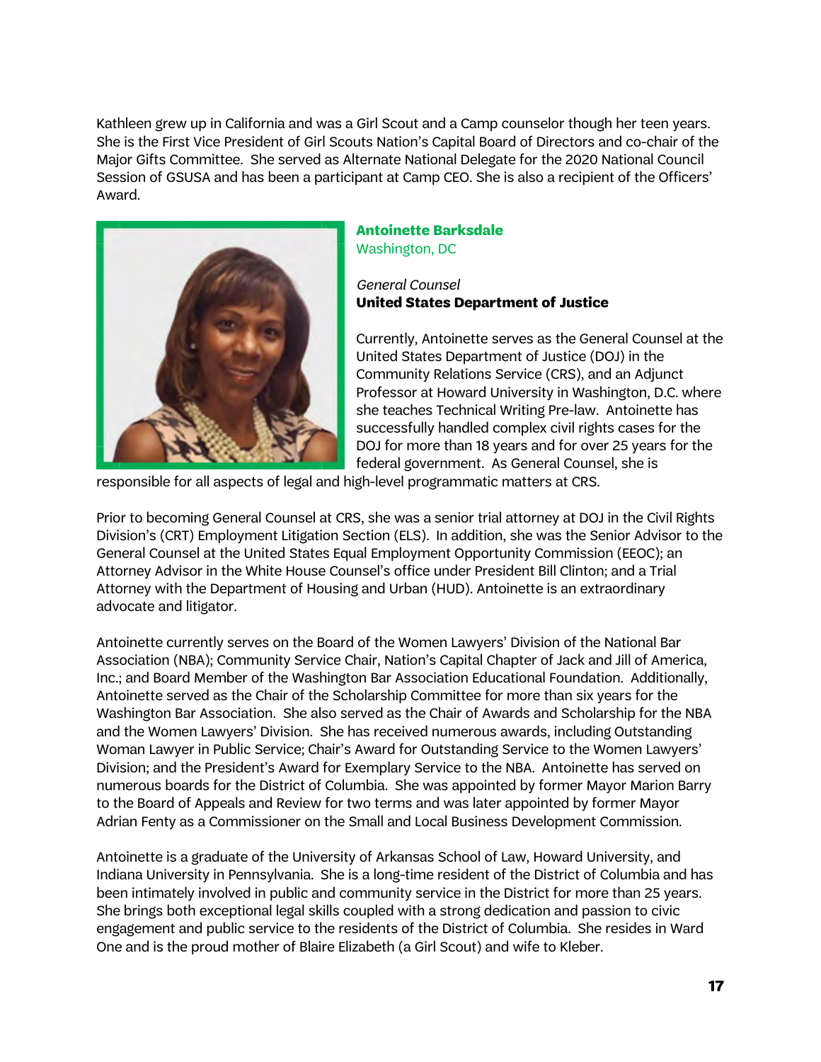Kathleen grew up in California and was a Girl Scout and a Camp counselor though her teen years. She is the First Vice President of Girl Scouts Nation's Capital Board of Directors and co-chair of the Major Gifts Committee. She served as Alternate National Delegate for the 2020 National Council Session of GSUSA and has been a participant at Camp CEO. She is also a recipient of the Officers' Award.

### Antoinette Barksdale

Washington, DC

*General Counsel*
**United States Department of Justice**

Currently, Antoinette serves as the General Counsel at the United States Department of Justice (DOJ) in the Community Relations Service (CRS), and an Adjunct Professor at Howard University in Washington, D.C. where she teaches Technical Writing Pre-law. Antoinette has successfully handled complex civil rights cases for the DOJ for more than 18 years and for over 25 years for the federal government. As General Counsel, she is responsible for all aspects of legal and high-level programmatic matters at CRS.

Prior to becoming General Counsel at CRS, she was a senior trial attorney at DOJ in the Civil Rights Division's (CRT) Employment Litigation Section (ELS). In addition, she was the Senior Advisor to the General Counsel at the United States Equal Employment Opportunity Commission (EEOC); an Attorney Advisor in the White House Counsel's office under President Bill Clinton; and a Trial Attorney with the Department of Housing and Urban (HUD). Antoinette is an extraordinary advocate and litigator.

Antoinette currently serves on the Board of the Women Lawyers' Division of the National Bar Association (NBA); Community Service Chair, Nation's Capital Chapter of Jack and Jill of America, Inc.; and Board Member of the Washington Bar Association Educational Foundation. Additionally, Antoinette served as the Chair of the Scholarship Committee for more than six years for the Washington Bar Association. She also served as the Chair of Awards and Scholarship for the NBA and the Women Lawyers' Division. She has received numerous awards, including Outstanding Woman Lawyer in Public Service; Chair's Award for Outstanding Service to the Women Lawyers' Division; and the President's Award for Exemplary Service to the NBA. Antoinette has served on numerous boards for the District of Columbia. She was appointed by former Mayor Marion Barry to the Board of Appeals and Review for two terms and was later appointed by former Mayor Adrian Fenty as a Commissioner on the Small and Local Business Development Commission.

Antoinette is a graduate of the University of Arkansas School of Law, Howard University, and Indiana University in Pennsylvania. She is a long-time resident of the District of Columbia and has been intimately involved in public and community service in the District for more than 25 years. She brings both exceptional legal skills coupled with a strong dedication and passion to civic engagement and public service to the residents of the District of Columbia. She resides in Ward One and is the proud mother of Blaire Elizabeth (a Girl Scout) and wife to Kleber.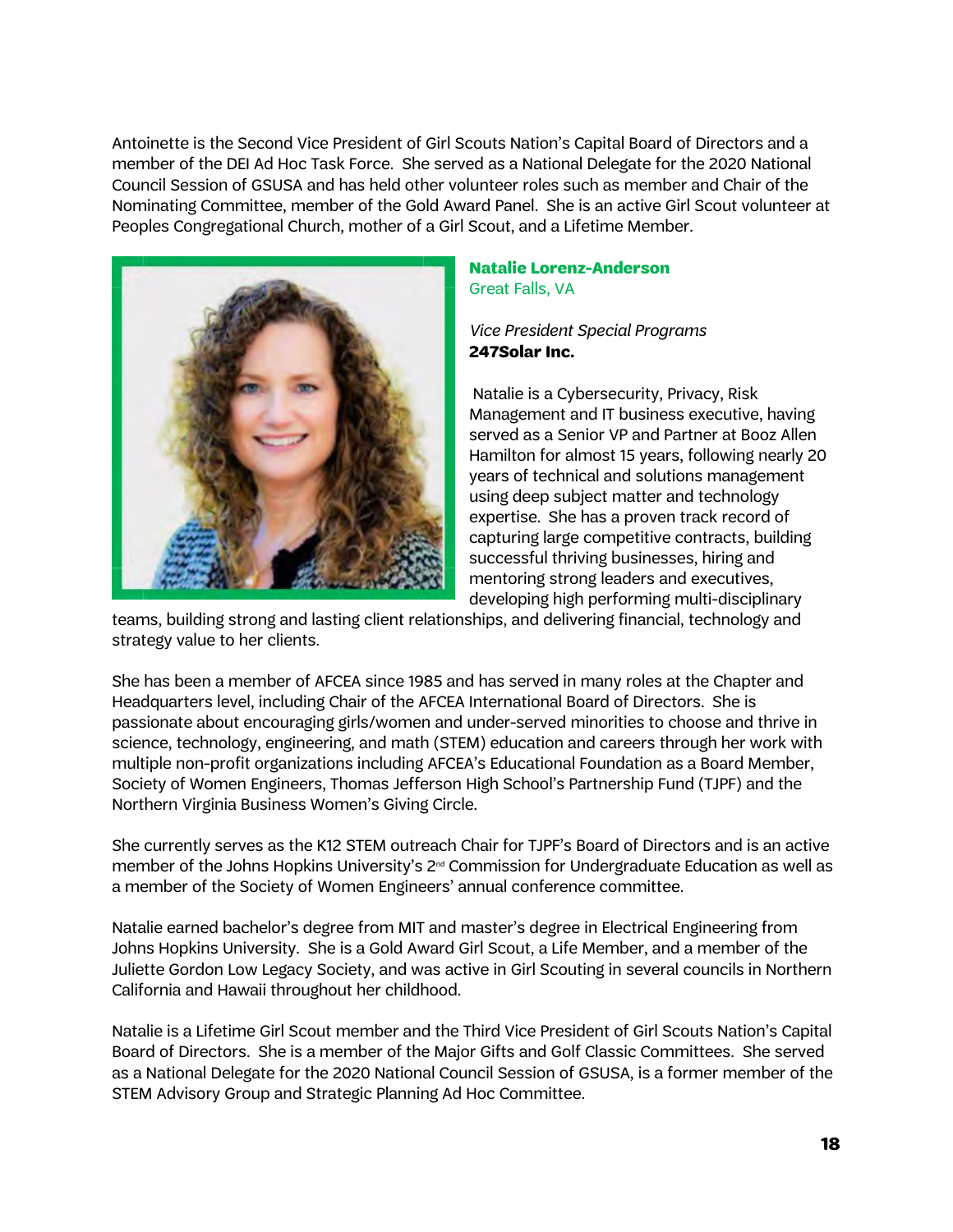Antoinette is the Second Vice President of Girl Scouts Nation's Capital Board of Directors and a member of the DEI Ad Hoc Task Force. She served as a National Delegate for the 2020 National Council Session of GSUSA and has held other volunteer roles such as member and Chair of the Nominating Committee, member of the Gold Award Panel. She is an active Girl Scout volunteer at Peoples Congregational Church, mother of a Girl Scout, and a Lifetime Member.

**Natalie Lorenz-Anderson**
Great Falls, VA

*Vice President Special Programs*
**247Solar Inc.**

Natalie is a Cybersecurity, Privacy, Risk Management and IT business executive, having served as a Senior VP and Partner at Booz Allen Hamilton for almost 15 years, following nearly 20 years of technical and solutions management using deep subject matter and technology expertise. She has a proven track record of capturing large competitive contracts, building successful thriving businesses, hiring and mentoring strong leaders and executives, developing high performing multi-disciplinary teams, building strong and lasting client relationships, and delivering financial, technology and strategy value to her clients.

She has been a member of AFCEA since 1985 and has served in many roles at the Chapter and Headquarters level, including Chair of the AFCEA International Board of Directors. She is passionate about encouraging girls/women and under-served minorities to choose and thrive in science, technology, engineering, and math (STEM) education and careers through her work with multiple non-profit organizations including AFCEA's Educational Foundation as a Board Member, Society of Women Engineers, Thomas Jefferson High School's Partnership Fund (TJPF) and the Northern Virginia Business Women's Giving Circle.

She currently serves as the K12 STEM outreach Chair for TJPF's Board of Directors and is an active member of the Johns Hopkins University's 2nd Commission for Undergraduate Education as well as a member of the Society of Women Engineers' annual conference committee.

Natalie earned bachelor's degree from MIT and master's degree in Electrical Engineering from Johns Hopkins University. She is a Gold Award Girl Scout, a Life Member, and a member of the Juliette Gordon Low Legacy Society, and was active in Girl Scouting in several councils in Northern California and Hawaii throughout her childhood.

Natalie is a Lifetime Girl Scout member and the Third Vice President of Girl Scouts Nation's Capital Board of Directors. She is a member of the Major Gifts and Golf Classic Committees. She served as a National Delegate for the 2020 National Council Session of GSUSA, is a former member of the STEM Advisory Group and Strategic Planning Ad Hoc Committee.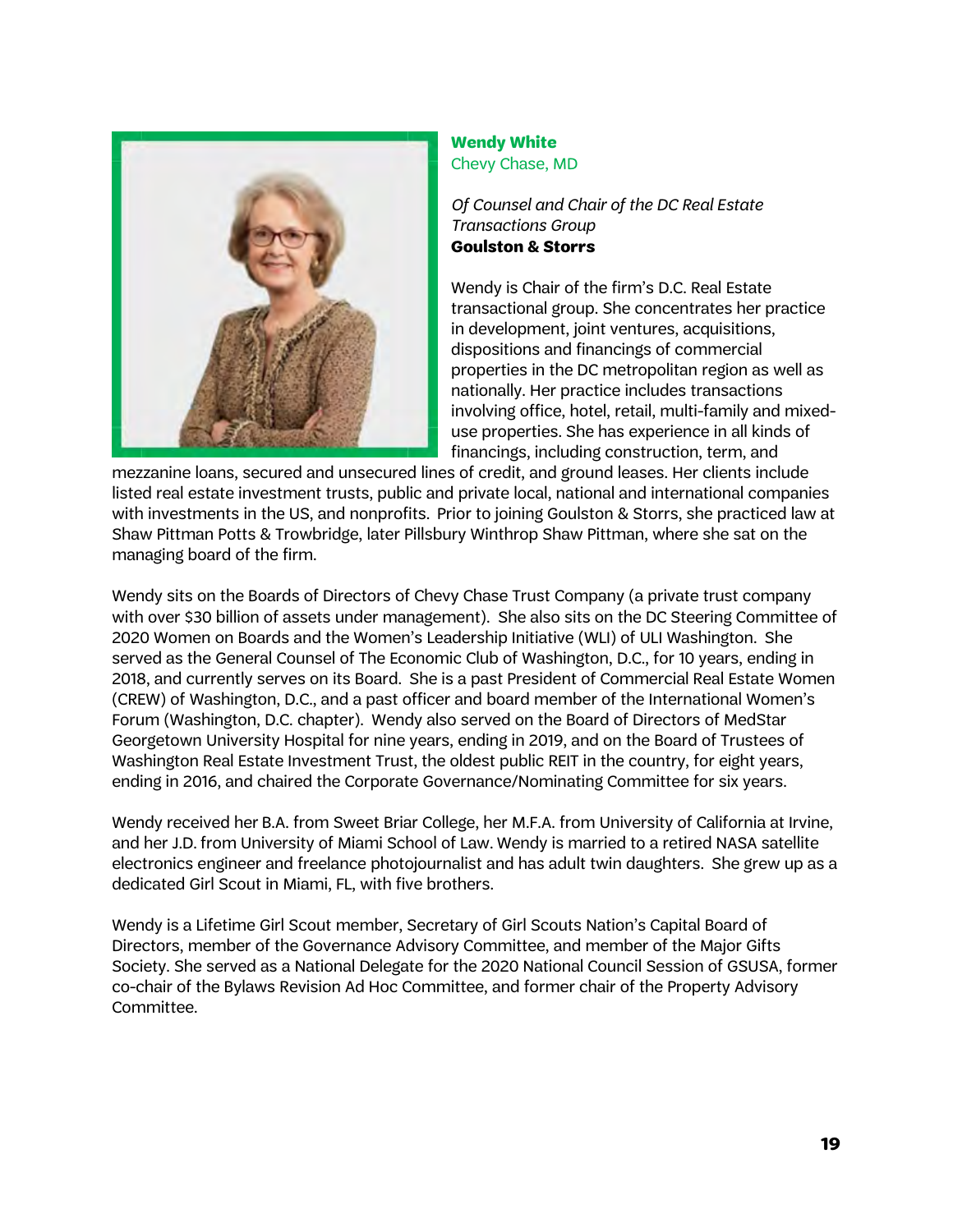**Wendy White**
Chevy Chase, MD

*Of Counsel and Chair of the DC Real Estate Transactions Group*
**Goulston & Storrs**

Wendy is Chair of the firm's D.C. Real Estate transactional group. She concentrates her practice in development, joint ventures, acquisitions, dispositions and financings of commercial properties in the DC metropolitan region as well as nationally. Her practice includes transactions involving office, hotel, retail, multi-family and mixed-use properties. She has experience in all kinds of financings, including construction, term, and mezzanine loans, secured and unsecured lines of credit, and ground leases. Her clients include listed real estate investment trusts, public and private local, national and international companies with investments in the US, and nonprofits. Prior to joining Goulston & Storrs, she practiced law at Shaw Pittman Potts & Trowbridge, later Pillsbury Winthrop Shaw Pittman, where she sat on the managing board of the firm.

Wendy sits on the Boards of Directors of Chevy Chase Trust Company (a private trust company with over $30 billion of assets under management). She also sits on the DC Steering Committee of 2020 Women on Boards and the Women's Leadership Initiative (WLI) of ULI Washington. She served as the General Counsel of The Economic Club of Washington, D.C., for 10 years, ending in 2018, and currently serves on its Board. She is a past President of Commercial Real Estate Women (CREW) of Washington, D.C., and a past officer and board member of the International Women's Forum (Washington, D.C. chapter). Wendy also served on the Board of Directors of MedStar Georgetown University Hospital for nine years, ending in 2019, and on the Board of Trustees of Washington Real Estate Investment Trust, the oldest public REIT in the country, for eight years, ending in 2016, and chaired the Corporate Governance/Nominating Committee for six years.

Wendy received her B.A. from Sweet Briar College, her M.F.A. from University of California at Irvine, and her J.D. from University of Miami School of Law. Wendy is married to a retired NASA satellite electronics engineer and freelance photojournalist and has adult twin daughters. She grew up as a dedicated Girl Scout in Miami, FL, with five brothers.

Wendy is a Lifetime Girl Scout member, Secretary of Girl Scouts Nation's Capital Board of Directors, member of the Governance Advisory Committee, and member of the Major Gifts Society. She served as a National Delegate for the 2020 National Council Session of GSUSA, former co-chair of the Bylaws Revision Ad Hoc Committee, and former chair of the Property Advisory Committee.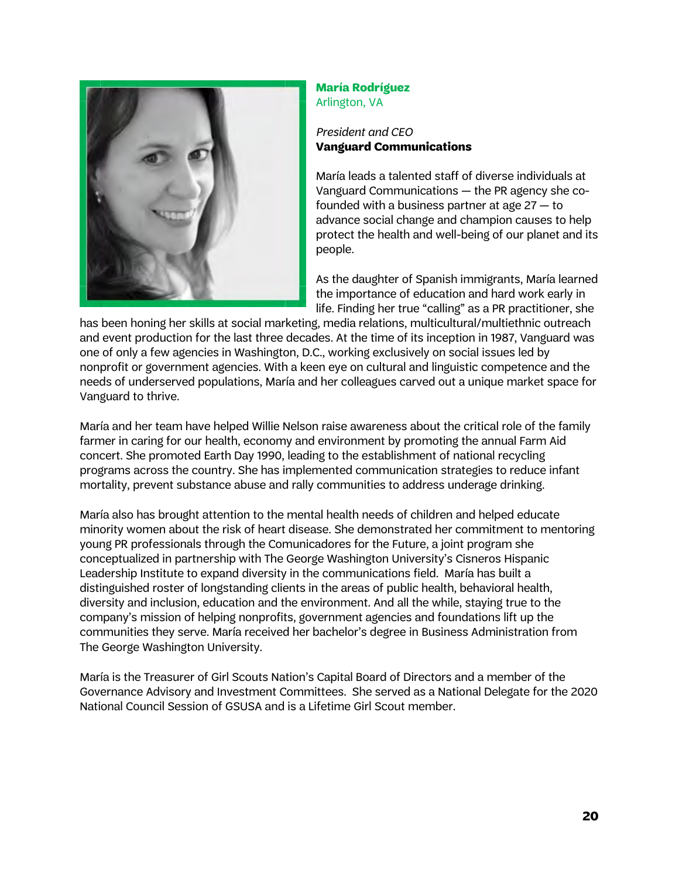**María Rodríguez**
Arlington, VA

*President and CEO*
**Vanguard Communications**

María leads a talented staff of diverse individuals at Vanguard Communications — the PR agency she co-founded with a business partner at age 27 — to advance social change and champion causes to help protect the health and well-being of our planet and its people.

As the daughter of Spanish immigrants, María learned the importance of education and hard work early in life. Finding her true "calling" as a PR practitioner, she has been honing her skills at social marketing, media relations, multicultural/multiethnic outreach and event production for the last three decades. At the time of its inception in 1987, Vanguard was one of only a few agencies in Washington, D.C., working exclusively on social issues led by nonprofit or government agencies. With a keen eye on cultural and linguistic competence and the needs of underserved populations, María and her colleagues carved out a unique market space for Vanguard to thrive.

María and her team have helped Willie Nelson raise awareness about the critical role of the family farmer in caring for our health, economy and environment by promoting the annual Farm Aid concert. She promoted Earth Day 1990, leading to the establishment of national recycling programs across the country. She has implemented communication strategies to reduce infant mortality, prevent substance abuse and rally communities to address underage drinking.

María also has brought attention to the mental health needs of children and helped educate minority women about the risk of heart disease. She demonstrated her commitment to mentoring young PR professionals through the Comunicadores for the Future, a joint program she conceptualized in partnership with The George Washington University's Cisneros Hispanic Leadership Institute to expand diversity in the communications field. María has built a distinguished roster of longstanding clients in the areas of public health, behavioral health, diversity and inclusion, education and the environment. And all the while, staying true to the company's mission of helping nonprofits, government agencies and foundations lift up the communities they serve. María received her bachelor's degree in Business Administration from The George Washington University.

María is the Treasurer of Girl Scouts Nation's Capital Board of Directors and a member of the Governance Advisory and Investment Committees. She served as a National Delegate for the 2020 National Council Session of GSUSA and is a Lifetime Girl Scout member.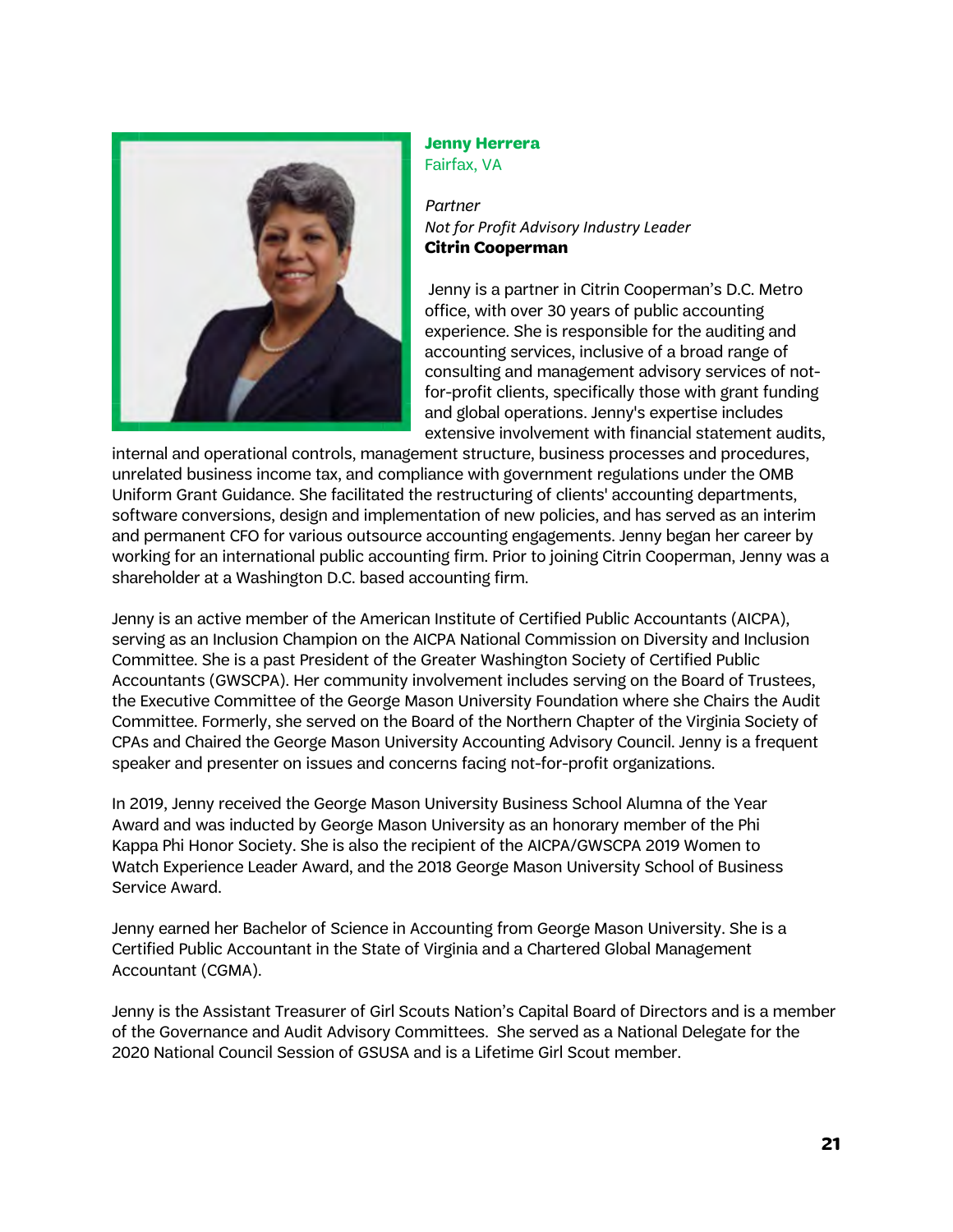**Jenny Herrera**
Fairfax, VA

*Partner*
*Not for Profit Advisory Industry Leader*
**Citrin Cooperman**

Jenny is a partner in Citrin Cooperman's D.C. Metro office, with over 30 years of public accounting experience. She is responsible for the auditing and accounting services, inclusive of a broad range of consulting and management advisory services of not-for-profit clients, specifically those with grant funding and global operations. Jenny's expertise includes extensive involvement with financial statement audits, internal and operational controls, management structure, business processes and procedures, unrelated business income tax, and compliance with government regulations under the OMB Uniform Grant Guidance. She facilitated the restructuring of clients' accounting departments, software conversions, design and implementation of new policies, and has served as an interim and permanent CFO for various outsource accounting engagements. Jenny began her career by working for an international public accounting firm. Prior to joining Citrin Cooperman, Jenny was a shareholder at a Washington D.C. based accounting firm.

Jenny is an active member of the American Institute of Certified Public Accountants (AICPA), serving as an Inclusion Champion on the AICPA National Commission on Diversity and Inclusion Committee. She is a past President of the Greater Washington Society of Certified Public Accountants (GWSCPA). Her community involvement includes serving on the Board of Trustees, the Executive Committee of the George Mason University Foundation where she Chairs the Audit Committee. Formerly, she served on the Board of the Northern Chapter of the Virginia Society of CPAs and Chaired the George Mason University Accounting Advisory Council. Jenny is a frequent speaker and presenter on issues and concerns facing not-for-profit organizations.

In 2019, Jenny received the George Mason University Business School Alumna of the Year Award and was inducted by George Mason University as an honorary member of the Phi Kappa Phi Honor Society. She is also the recipient of the AICPA/GWSCPA 2019 Women to Watch Experience Leader Award, and the 2018 George Mason University School of Business Service Award.

Jenny earned her Bachelor of Science in Accounting from George Mason University. She is a Certified Public Accountant in the State of Virginia and a Chartered Global Management Accountant (CGMA).

Jenny is the Assistant Treasurer of Girl Scouts Nation's Capital Board of Directors and is a member of the Governance and Audit Advisory Committees. She served as a National Delegate for the 2020 National Council Session of GSUSA and is a Lifetime Girl Scout member.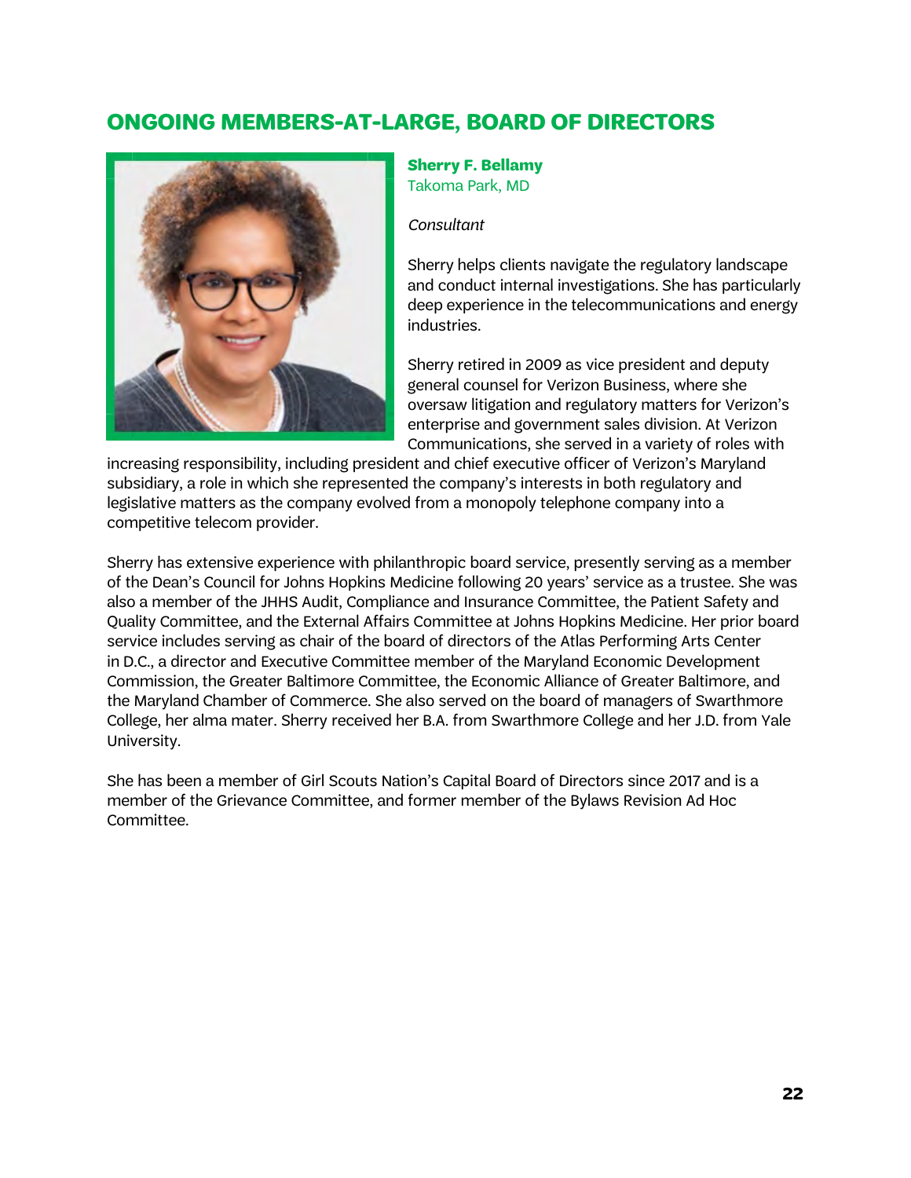## ONGOING MEMBERS-AT-LARGE, BOARD OF DIRECTORS

**Sherry F. Bellamy**
Takoma Park, MD

*Consultant*

Sherry helps clients navigate the regulatory landscape and conduct internal investigations. She has particularly deep experience in the telecommunications and energy industries.

Sherry retired in 2009 as vice president and deputy general counsel for Verizon Business, where she oversaw litigation and regulatory matters for Verizon's enterprise and government sales division. At Verizon Communications, she served in a variety of roles with increasing responsibility, including president and chief executive officer of Verizon's Maryland subsidiary, a role in which she represented the company's interests in both regulatory and legislative matters as the company evolved from a monopoly telephone company into a competitive telecom provider.

Sherry has extensive experience with philanthropic board service, presently serving as a member of the Dean's Council for Johns Hopkins Medicine following 20 years' service as a trustee. She was also a member of the JHHS Audit, Compliance and Insurance Committee, the Patient Safety and Quality Committee, and the External Affairs Committee at Johns Hopkins Medicine. Her prior board service includes serving as chair of the board of directors of the Atlas Performing Arts Center in D.C., a director and Executive Committee member of the Maryland Economic Development Commission, the Greater Baltimore Committee, the Economic Alliance of Greater Baltimore, and the Maryland Chamber of Commerce. She also served on the board of managers of Swarthmore College, her alma mater. Sherry received her B.A. from Swarthmore College and her J.D. from Yale University.

She has been a member of Girl Scouts Nation's Capital Board of Directors since 2017 and is a member of the Grievance Committee, and former member of the Bylaws Revision Ad Hoc Committee.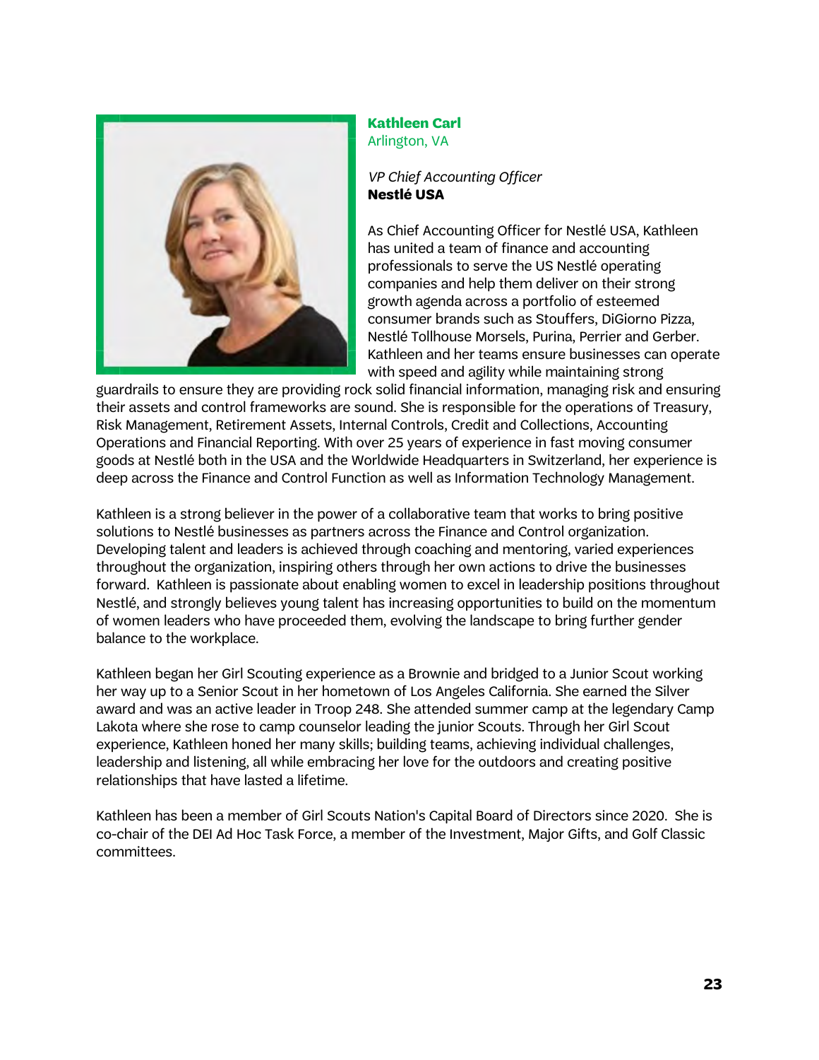**Kathleen Carl**
Arlington, VA

*VP Chief Accounting Officer*
**Nestlé USA**

As Chief Accounting Officer for Nestlé USA, Kathleen has united a team of finance and accounting professionals to serve the US Nestlé operating companies and help them deliver on their strong growth agenda across a portfolio of esteemed consumer brands such as Stouffers, DiGiorno Pizza, Nestlé Tollhouse Morsels, Purina, Perrier and Gerber. Kathleen and her teams ensure businesses can operate with speed and agility while maintaining strong guardrails to ensure they are providing rock solid financial information, managing risk and ensuring their assets and control frameworks are sound. She is responsible for the operations of Treasury, Risk Management, Retirement Assets, Internal Controls, Credit and Collections, Accounting Operations and Financial Reporting. With over 25 years of experience in fast moving consumer goods at Nestlé both in the USA and the Worldwide Headquarters in Switzerland, her experience is deep across the Finance and Control Function as well as Information Technology Management.

Kathleen is a strong believer in the power of a collaborative team that works to bring positive solutions to Nestlé businesses as partners across the Finance and Control organization. Developing talent and leaders is achieved through coaching and mentoring, varied experiences throughout the organization, inspiring others through her own actions to drive the businesses forward. Kathleen is passionate about enabling women to excel in leadership positions throughout Nestlé, and strongly believes young talent has increasing opportunities to build on the momentum of women leaders who have proceeded them, evolving the landscape to bring further gender balance to the workplace.

Kathleen began her Girl Scouting experience as a Brownie and bridged to a Junior Scout working her way up to a Senior Scout in her hometown of Los Angeles California. She earned the Silver award and was an active leader in Troop 248. She attended summer camp at the legendary Camp Lakota where she rose to camp counselor leading the junior Scouts. Through her Girl Scout experience, Kathleen honed her many skills; building teams, achieving individual challenges, leadership and listening, all while embracing her love for the outdoors and creating positive relationships that have lasted a lifetime.

Kathleen has been a member of Girl Scouts Nation's Capital Board of Directors since 2020. She is co-chair of the DEI Ad Hoc Task Force, a member of the Investment, Major Gifts, and Golf Classic committees.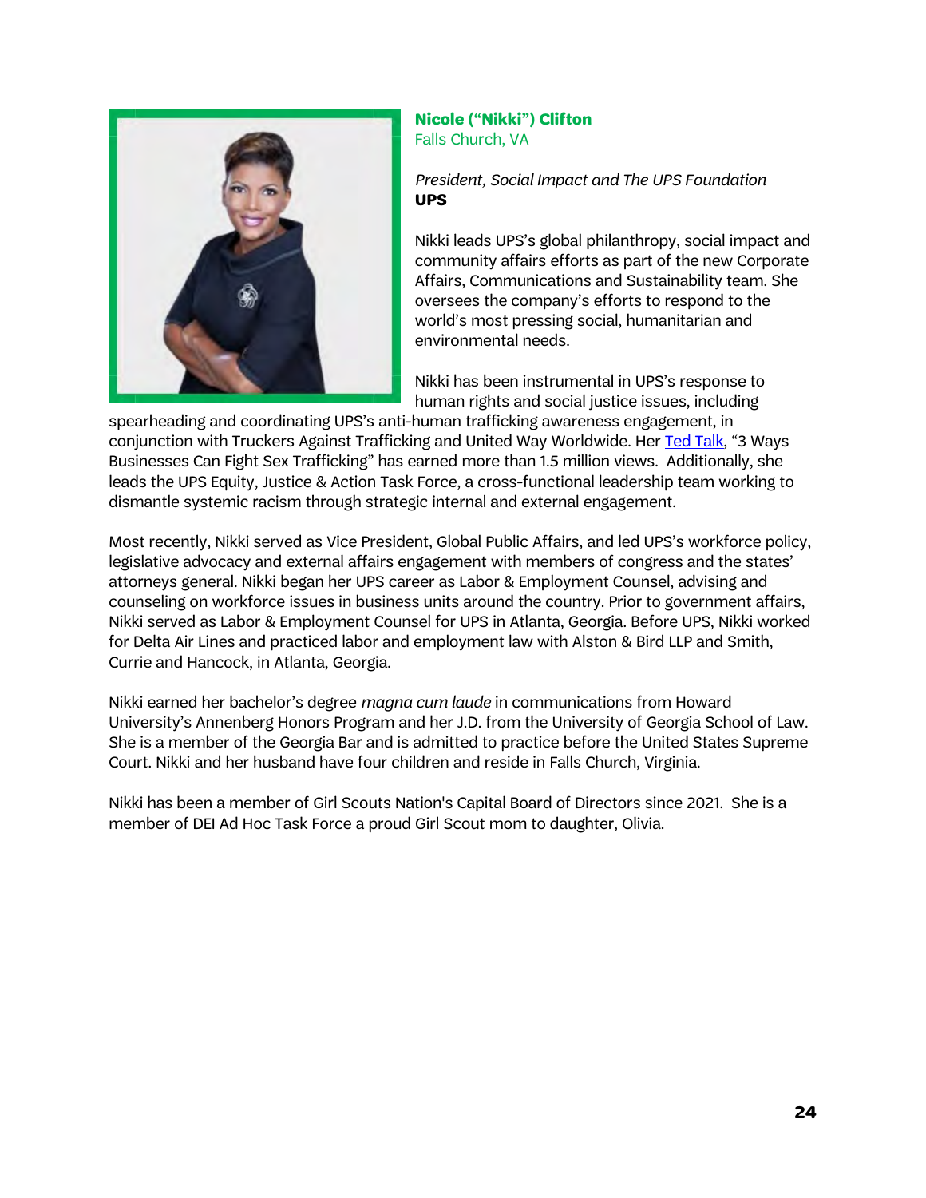**Nicole ("Nikki") Clifton**
Falls Church, VA

*President, Social Impact and The UPS Foundation*
**UPS**

Nikki leads UPS's global philanthropy, social impact and community affairs efforts as part of the new Corporate Affairs, Communications and Sustainability team. She oversees the company's efforts to respond to the world's most pressing social, humanitarian and environmental needs.

Nikki has been instrumental in UPS's response to human rights and social justice issues, including spearheading and coordinating UPS's anti-human trafficking awareness engagement, in conjunction with Truckers Against Trafficking and United Way Worldwide. Her Ted Talk, "3 Ways Businesses Can Fight Sex Trafficking" has earned more than 1.5 million views. Additionally, she leads the UPS Equity, Justice & Action Task Force, a cross-functional leadership team working to dismantle systemic racism through strategic internal and external engagement.

Most recently, Nikki served as Vice President, Global Public Affairs, and led UPS's workforce policy, legislative advocacy and external affairs engagement with members of congress and the states' attorneys general. Nikki began her UPS career as Labor & Employment Counsel, advising and counseling on workforce issues in business units around the country. Prior to government affairs, Nikki served as Labor & Employment Counsel for UPS in Atlanta, Georgia. Before UPS, Nikki worked for Delta Air Lines and practiced labor and employment law with Alston & Bird LLP and Smith, Currie and Hancock, in Atlanta, Georgia.

Nikki earned her bachelor's degree *magna cum laude* in communications from Howard University's Annenberg Honors Program and her J.D. from the University of Georgia School of Law. She is a member of the Georgia Bar and is admitted to practice before the United States Supreme Court. Nikki and her husband have four children and reside in Falls Church, Virginia.

Nikki has been a member of Girl Scouts Nation's Capital Board of Directors since 2021. She is a member of DEI Ad Hoc Task Force a proud Girl Scout mom to daughter, Olivia.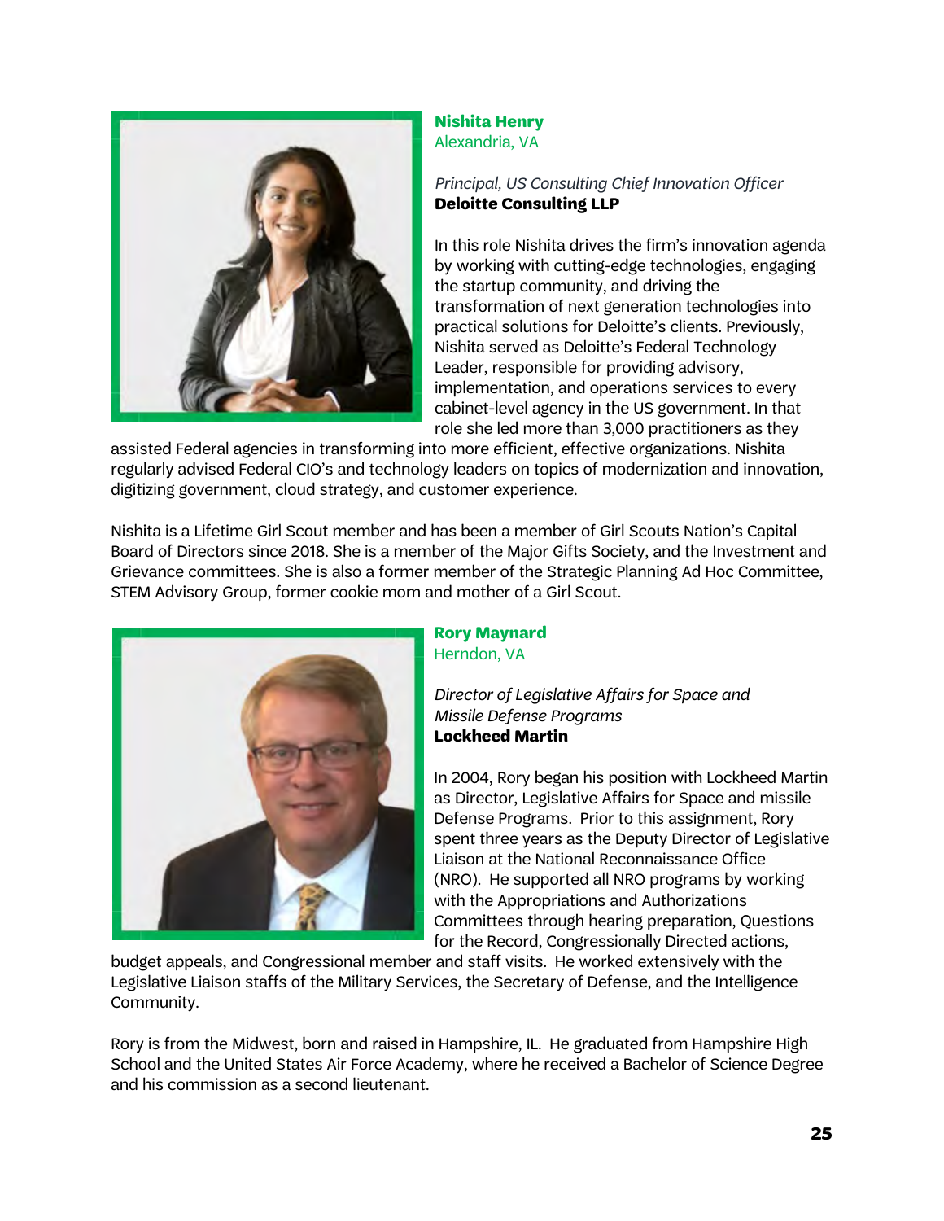**Nishita Henry**
Alexandria, VA

*Principal, US Consulting Chief Innovation Officer*
**Deloitte Consulting LLP**

In this role Nishita drives the firm's innovation agenda by working with cutting-edge technologies, engaging the startup community, and driving the transformation of next generation technologies into practical solutions for Deloitte's clients. Previously, Nishita served as Deloitte's Federal Technology Leader, responsible for providing advisory, implementation, and operations services to every cabinet-level agency in the US government. In that role she led more than 3,000 practitioners as they assisted Federal agencies in transforming into more efficient, effective organizations. Nishita regularly advised Federal CIO's and technology leaders on topics of modernization and innovation, digitizing government, cloud strategy, and customer experience.

Nishita is a Lifetime Girl Scout member and has been a member of Girl Scouts Nation's Capital Board of Directors since 2018. She is a member of the Major Gifts Society, and the Investment and Grievance committees. She is also a former member of the Strategic Planning Ad Hoc Committee, STEM Advisory Group, former cookie mom and mother of a Girl Scout.

**Rory Maynard**
Herndon, VA

*Director of Legislative Affairs for Space and Missile Defense Programs*
**Lockheed Martin**

In 2004, Rory began his position with Lockheed Martin as Director, Legislative Affairs for Space and missile Defense Programs. Prior to this assignment, Rory spent three years as the Deputy Director of Legislative Liaison at the National Reconnaissance Office (NRO). He supported all NRO programs by working with the Appropriations and Authorizations Committees through hearing preparation, Questions for the Record, Congressionally Directed actions, budget appeals, and Congressional member and staff visits. He worked extensively with the Legislative Liaison staffs of the Military Services, the Secretary of Defense, and the Intelligence Community.

Rory is from the Midwest, born and raised in Hampshire, IL. He graduated from Hampshire High School and the United States Air Force Academy, where he received a Bachelor of Science Degree and his commission as a second lieutenant.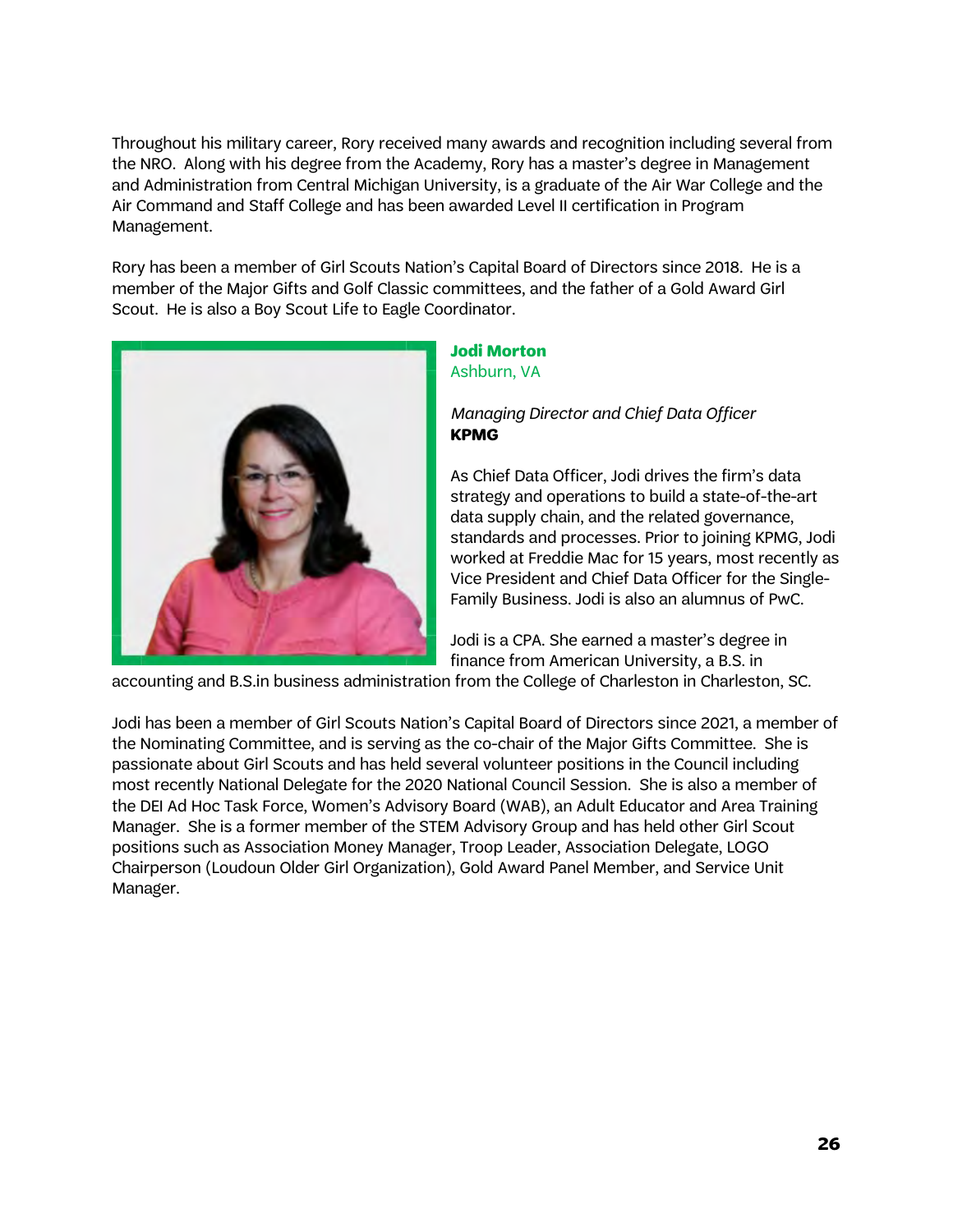Throughout his military career, Rory received many awards and recognition including several from the NRO. Along with his degree from the Academy, Rory has a master's degree in Management and Administration from Central Michigan University, is a graduate of the Air War College and the Air Command and Staff College and has been awarded Level II certification in Program Management.

Rory has been a member of Girl Scouts Nation's Capital Board of Directors since 2018. He is a member of the Major Gifts and Golf Classic committees, and the father of a Gold Award Girl Scout. He is also a Boy Scout Life to Eagle Coordinator.

**Jodi Morton**
Ashburn, VA

*Managing Director and Chief Data Officer*
**KPMG**

As Chief Data Officer, Jodi drives the firm's data strategy and operations to build a state-of-the-art data supply chain, and the related governance, standards and processes. Prior to joining KPMG, Jodi worked at Freddie Mac for 15 years, most recently as Vice President and Chief Data Officer for the Single-Family Business. Jodi is also an alumnus of PwC.

Jodi is a CPA. She earned a master's degree in finance from American University, a B.S. in accounting and B.S.in business administration from the College of Charleston in Charleston, SC.

Jodi has been a member of Girl Scouts Nation's Capital Board of Directors since 2021, a member of the Nominating Committee, and is serving as the co-chair of the Major Gifts Committee. She is passionate about Girl Scouts and has held several volunteer positions in the Council including most recently National Delegate for the 2020 National Council Session. She is also a member of the DEI Ad Hoc Task Force, Women's Advisory Board (WAB), an Adult Educator and Area Training Manager. She is a former member of the STEM Advisory Group and has held other Girl Scout positions such as Association Money Manager, Troop Leader, Association Delegate, LOGO Chairperson (Loudoun Older Girl Organization), Gold Award Panel Member, and Service Unit Manager.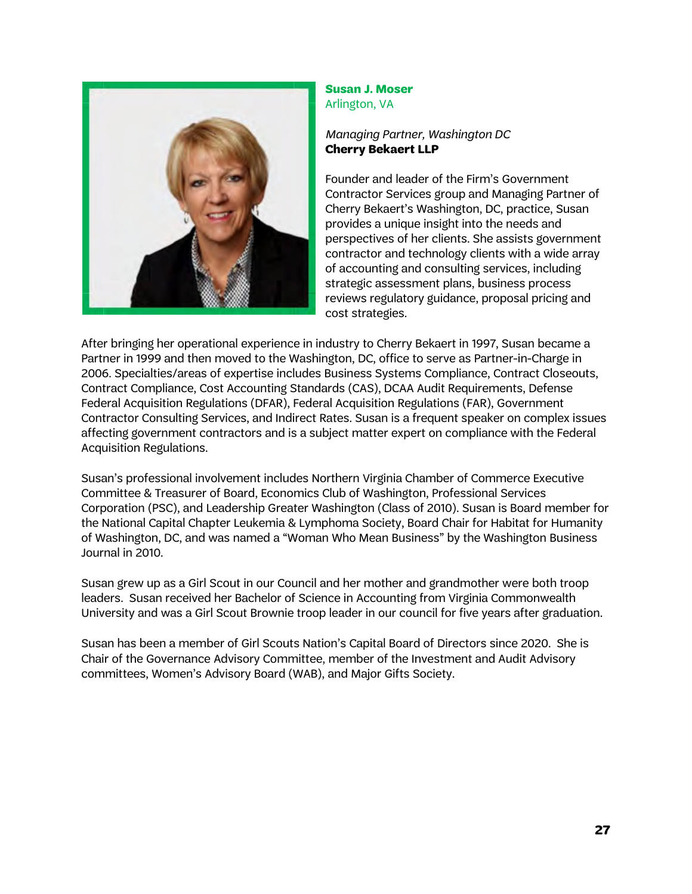**Susan J. Moser**
Arlington, VA

*Managing Partner, Washington DC*
**Cherry Bekaert LLP**

Founder and leader of the Firm's Government Contractor Services group and Managing Partner of Cherry Bekaert's Washington, DC, practice, Susan provides a unique insight into the needs and perspectives of her clients. She assists government contractor and technology clients with a wide array of accounting and consulting services, including strategic assessment plans, business process reviews regulatory guidance, proposal pricing and cost strategies.

After bringing her operational experience in industry to Cherry Bekaert in 1997, Susan became a Partner in 1999 and then moved to the Washington, DC, office to serve as Partner-in-Charge in 2006. Specialties/areas of expertise includes Business Systems Compliance, Contract Closeouts, Contract Compliance, Cost Accounting Standards (CAS), DCAA Audit Requirements, Defense Federal Acquisition Regulations (DFAR), Federal Acquisition Regulations (FAR), Government Contractor Consulting Services, and Indirect Rates. Susan is a frequent speaker on complex issues affecting government contractors and is a subject matter expert on compliance with the Federal Acquisition Regulations.

Susan's professional involvement includes Northern Virginia Chamber of Commerce Executive Committee & Treasurer of Board, Economics Club of Washington, Professional Services Corporation (PSC), and Leadership Greater Washington (Class of 2010). Susan is Board member for the National Capital Chapter Leukemia & Lymphoma Society, Board Chair for Habitat for Humanity of Washington, DC, and was named a "Woman Who Mean Business" by the Washington Business Journal in 2010.

Susan grew up as a Girl Scout in our Council and her mother and grandmother were both troop leaders. Susan received her Bachelor of Science in Accounting from Virginia Commonwealth University and was a Girl Scout Brownie troop leader in our council for five years after graduation.

Susan has been a member of Girl Scouts Nation's Capital Board of Directors since 2020. She is Chair of the Governance Advisory Committee, member of the Investment and Audit Advisory committees, Women's Advisory Board (WAB), and Major Gifts Society.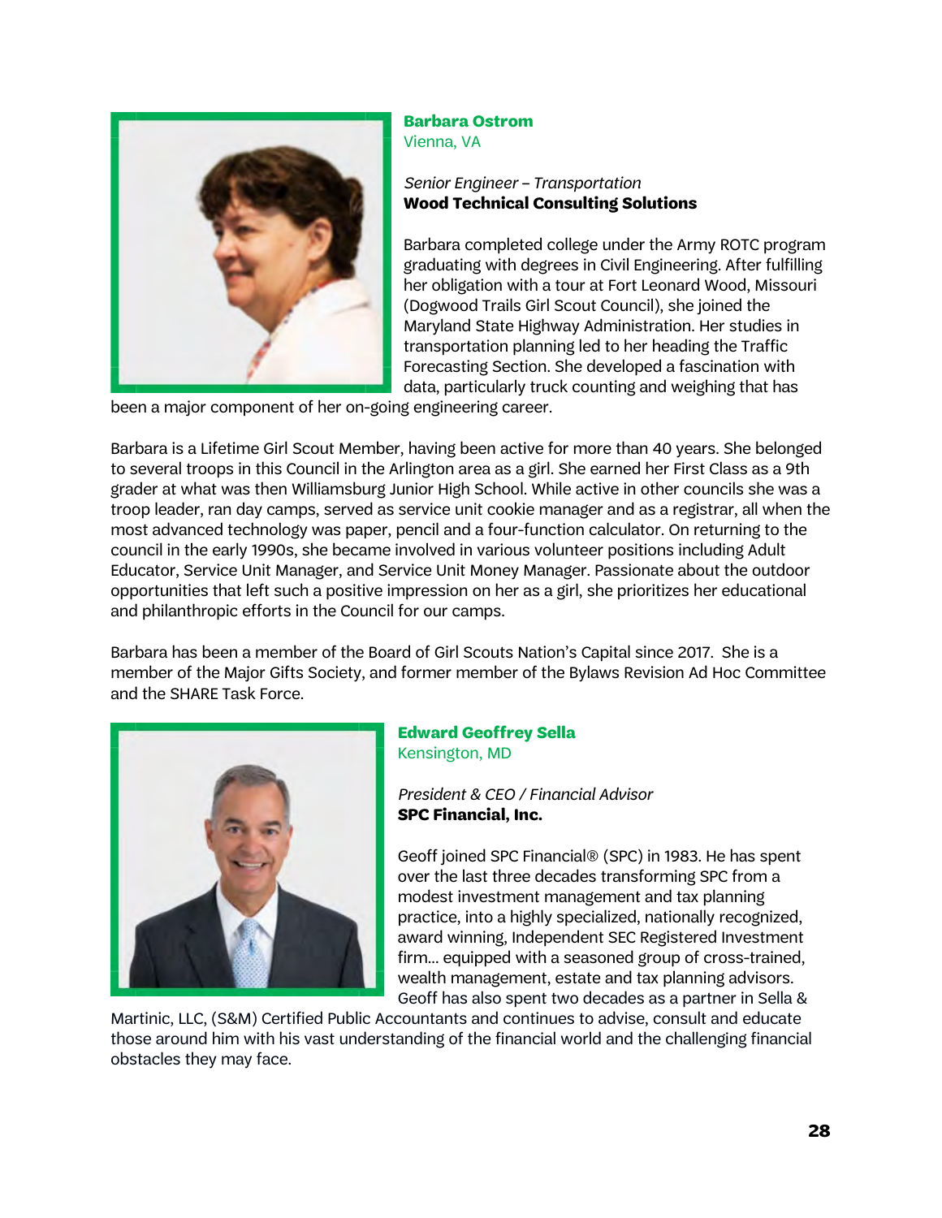**Barbara Ostrom**
Vienna, VA

*Senior Engineer – Transportation*
**Wood Technical Consulting Solutions**

Barbara completed college under the Army ROTC program graduating with degrees in Civil Engineering. After fulfilling her obligation with a tour at Fort Leonard Wood, Missouri (Dogwood Trails Girl Scout Council), she joined the Maryland State Highway Administration. Her studies in transportation planning led to her heading the Traffic Forecasting Section. She developed a fascination with data, particularly truck counting and weighing that has been a major component of her on-going engineering career.

Barbara is a Lifetime Girl Scout Member, having been active for more than 40 years. She belonged to several troops in this Council in the Arlington area as a girl. She earned her First Class as a 9th grader at what was then Williamsburg Junior High School. While active in other councils she was a troop leader, ran day camps, served as service unit cookie manager and as a registrar, all when the most advanced technology was paper, pencil and a four-function calculator. On returning to the council in the early 1990s, she became involved in various volunteer positions including Adult Educator, Service Unit Manager, and Service Unit Money Manager. Passionate about the outdoor opportunities that left such a positive impression on her as a girl, she prioritizes her educational and philanthropic efforts in the Council for our camps.

Barbara has been a member of the Board of Girl Scouts Nation's Capital since 2017. She is a member of the Major Gifts Society, and former member of the Bylaws Revision Ad Hoc Committee and the SHARE Task Force.

**Edward Geoffrey Sella**
Kensington, MD

*President & CEO / Financial Advisor*
**SPC Financial, Inc.**

Geoff joined SPC Financial® (SPC) in 1983. He has spent over the last three decades transforming SPC from a modest investment management and tax planning practice, into a highly specialized, nationally recognized, award winning, Independent SEC Registered Investment firm… equipped with a seasoned group of cross-trained, wealth management, estate and tax planning advisors. Geoff has also spent two decades as a partner in Sella & Martinic, LLC, (S&M) Certified Public Accountants and continues to advise, consult and educate those around him with his vast understanding of the financial world and the challenging financial obstacles they may face.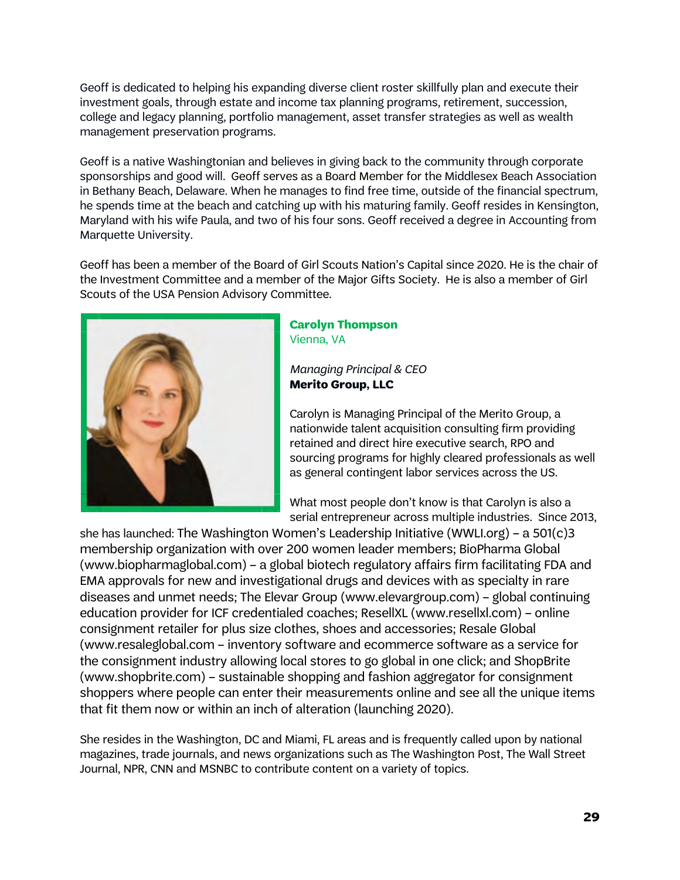Geoff is dedicated to helping his expanding diverse client roster skillfully plan and execute their investment goals, through estate and income tax planning programs, retirement, succession, college and legacy planning, portfolio management, asset transfer strategies as well as wealth management preservation programs.

Geoff is a native Washingtonian and believes in giving back to the community through corporate sponsorships and good will. Geoff serves as a Board Member for the Middlesex Beach Association in Bethany Beach, Delaware. When he manages to find free time, outside of the financial spectrum, he spends time at the beach and catching up with his maturing family. Geoff resides in Kensington, Maryland with his wife Paula, and two of his four sons. Geoff received a degree in Accounting from Marquette University.

Geoff has been a member of the Board of Girl Scouts Nation's Capital since 2020. He is the chair of the Investment Committee and a member of the Major Gifts Society. He is also a member of Girl Scouts of the USA Pension Advisory Committee.

**Carolyn Thompson**
Vienna, VA

*Managing Principal & CEO*
**Merito Group, LLC**

Carolyn is Managing Principal of the Merito Group, a nationwide talent acquisition consulting firm providing retained and direct hire executive search, RPO and sourcing programs for highly cleared professionals as well as general contingent labor services across the US.

What most people don't know is that Carolyn is also a serial entrepreneur across multiple industries. Since 2013, she has launched: The Washington Women's Leadership Initiative (WWLI.org) – a 501(c)3 membership organization with over 200 women leader members; BioPharma Global (www.biopharmaglobal.com) – a global biotech regulatory affairs firm facilitating FDA and EMA approvals for new and investigational drugs and devices with as specialty in rare diseases and unmet needs; The Elevar Group (www.elevargroup.com) – global continuing education provider for ICF credentialed coaches; ResellXL (www.resellxl.com) – online consignment retailer for plus size clothes, shoes and accessories; Resale Global (www.resaleglobal.com – inventory software and ecommerce software as a service for the consignment industry allowing local stores to go global in one click; and ShopBrite (www.shopbrite.com) – sustainable shopping and fashion aggregator for consignment shoppers where people can enter their measurements online and see all the unique items that fit them now or within an inch of alteration (launching 2020).

She resides in the Washington, DC and Miami, FL areas and is frequently called upon by national magazines, trade journals, and news organizations such as The Washington Post, The Wall Street Journal, NPR, CNN and MSNBC to contribute content on a variety of topics.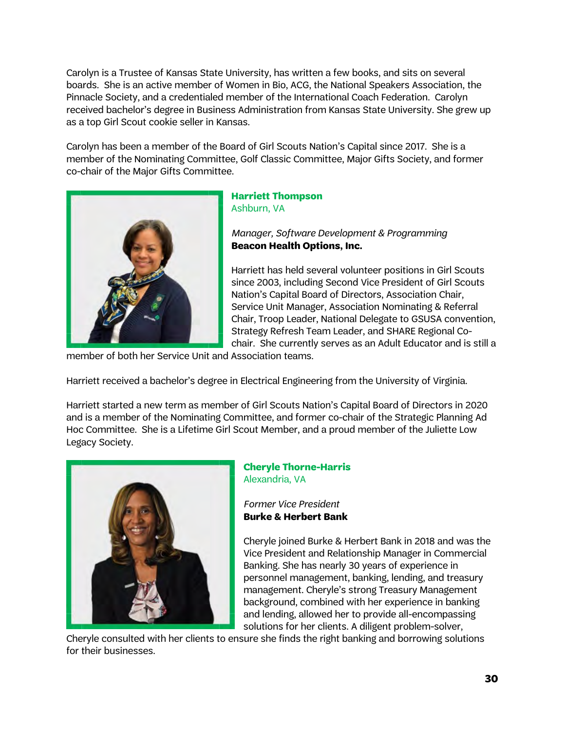Carolyn is a Trustee of Kansas State University, has written a few books, and sits on several boards. She is an active member of Women in Bio, ACG, the National Speakers Association, the Pinnacle Society, and a credentialed member of the International Coach Federation. Carolyn received bachelor's degree in Business Administration from Kansas State University. She grew up as a top Girl Scout cookie seller in Kansas.

Carolyn has been a member of the Board of Girl Scouts Nation's Capital since 2017. She is a member of the Nominating Committee, Golf Classic Committee, Major Gifts Society, and former co-chair of the Major Gifts Committee.

**Harriett Thompson**
Ashburn, VA

*Manager, Software Development & Programming*
**Beacon Health Options, Inc.**

Harriett has held several volunteer positions in Girl Scouts since 2003, including Second Vice President of Girl Scouts Nation's Capital Board of Directors, Association Chair, Service Unit Manager, Association Nominating & Referral Chair, Troop Leader, National Delegate to GSUSA convention, Strategy Refresh Team Leader, and SHARE Regional Co-chair. She currently serves as an Adult Educator and is still a member of both her Service Unit and Association teams.

Harriett received a bachelor's degree in Electrical Engineering from the University of Virginia.

Harriett started a new term as member of Girl Scouts Nation's Capital Board of Directors in 2020 and is a member of the Nominating Committee, and former co-chair of the Strategic Planning Ad Hoc Committee. She is a Lifetime Girl Scout Member, and a proud member of the Juliette Low Legacy Society.

**Cheryle Thorne-Harris**
Alexandria, VA

*Former Vice President*
**Burke & Herbert Bank**

Cheryle joined Burke & Herbert Bank in 2018 and was the Vice President and Relationship Manager in Commercial Banking. She has nearly 30 years of experience in personnel management, banking, lending, and treasury management. Cheryle's strong Treasury Management background, combined with her experience in banking and lending, allowed her to provide all-encompassing solutions for her clients. A diligent problem-solver, Cheryle consulted with her clients to ensure she finds the right banking and borrowing solutions for their businesses.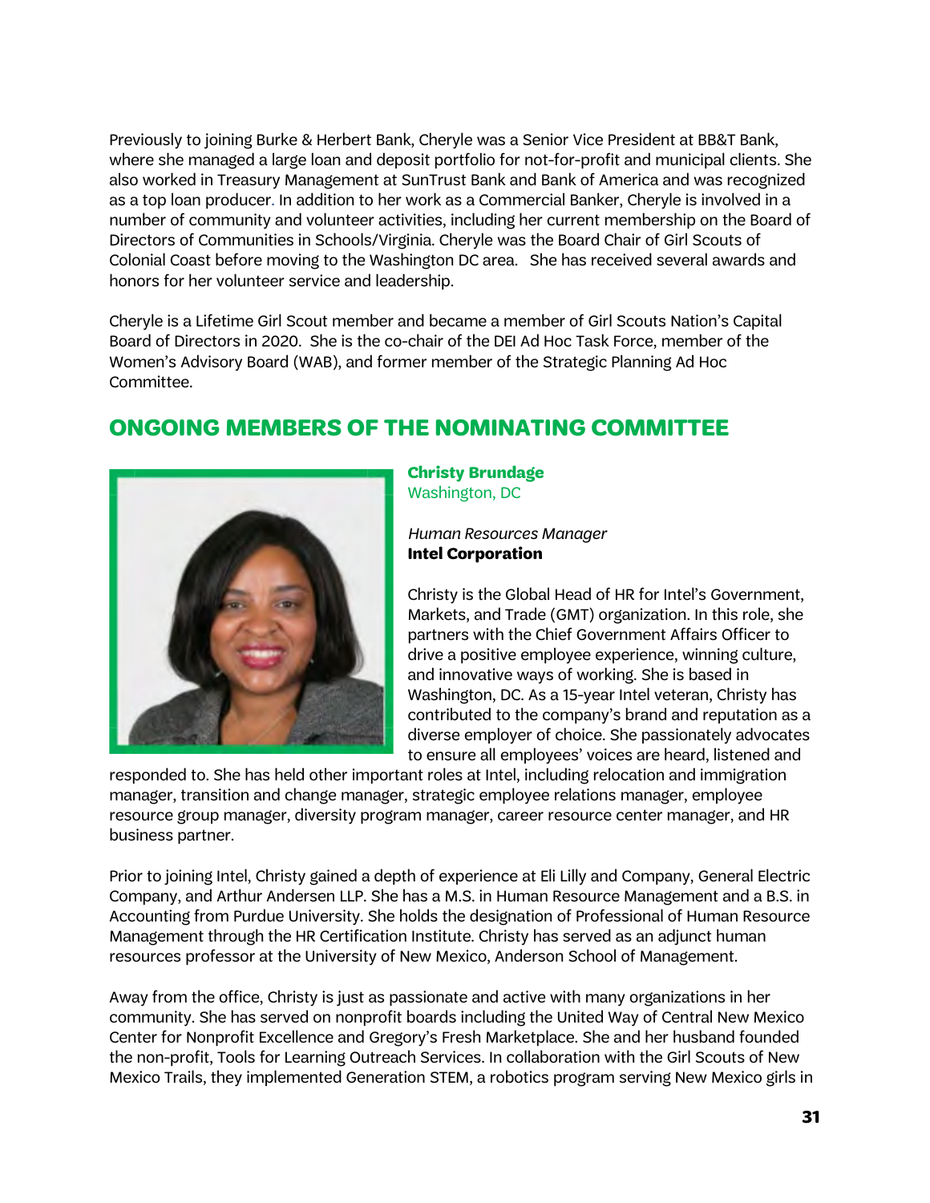Previously to joining Burke & Herbert Bank, Cheryle was a Senior Vice President at BB&T Bank, where she managed a large loan and deposit portfolio for not-for-profit and municipal clients. She also worked in Treasury Management at SunTrust Bank and Bank of America and was recognized as a top loan producer. In addition to her work as a Commercial Banker, Cheryle is involved in a number of community and volunteer activities, including her current membership on the Board of Directors of Communities in Schools/Virginia. Cheryle was the Board Chair of Girl Scouts of Colonial Coast before moving to the Washington DC area. She has received several awards and honors for her volunteer service and leadership.

Cheryle is a Lifetime Girl Scout member and became a member of Girl Scouts Nation's Capital Board of Directors in 2020. She is the co-chair of the DEI Ad Hoc Task Force, member of the Women's Advisory Board (WAB), and former member of the Strategic Planning Ad Hoc Committee.

## ONGOING MEMBERS OF THE NOMINATING COMMITTEE

**Christy Brundage**
Washington, DC

*Human Resources Manager*
**Intel Corporation**

Christy is the Global Head of HR for Intel's Government, Markets, and Trade (GMT) organization. In this role, she partners with the Chief Government Affairs Officer to drive a positive employee experience, winning culture, and innovative ways of working. She is based in Washington, DC. As a 15-year Intel veteran, Christy has contributed to the company's brand and reputation as a diverse employer of choice. She passionately advocates to ensure all employees' voices are heard, listened and responded to. She has held other important roles at Intel, including relocation and immigration manager, transition and change manager, strategic employee relations manager, employee resource group manager, diversity program manager, career resource center manager, and HR business partner.

Prior to joining Intel, Christy gained a depth of experience at Eli Lilly and Company, General Electric Company, and Arthur Andersen LLP. She has a M.S. in Human Resource Management and a B.S. in Accounting from Purdue University. She holds the designation of Professional of Human Resource Management through the HR Certification Institute. Christy has served as an adjunct human resources professor at the University of New Mexico, Anderson School of Management.

Away from the office, Christy is just as passionate and active with many organizations in her community. She has served on nonprofit boards including the United Way of Central New Mexico Center for Nonprofit Excellence and Gregory's Fresh Marketplace. She and her husband founded the non-profit, Tools for Learning Outreach Services. In collaboration with the Girl Scouts of New Mexico Trails, they implemented Generation STEM, a robotics program serving New Mexico girls in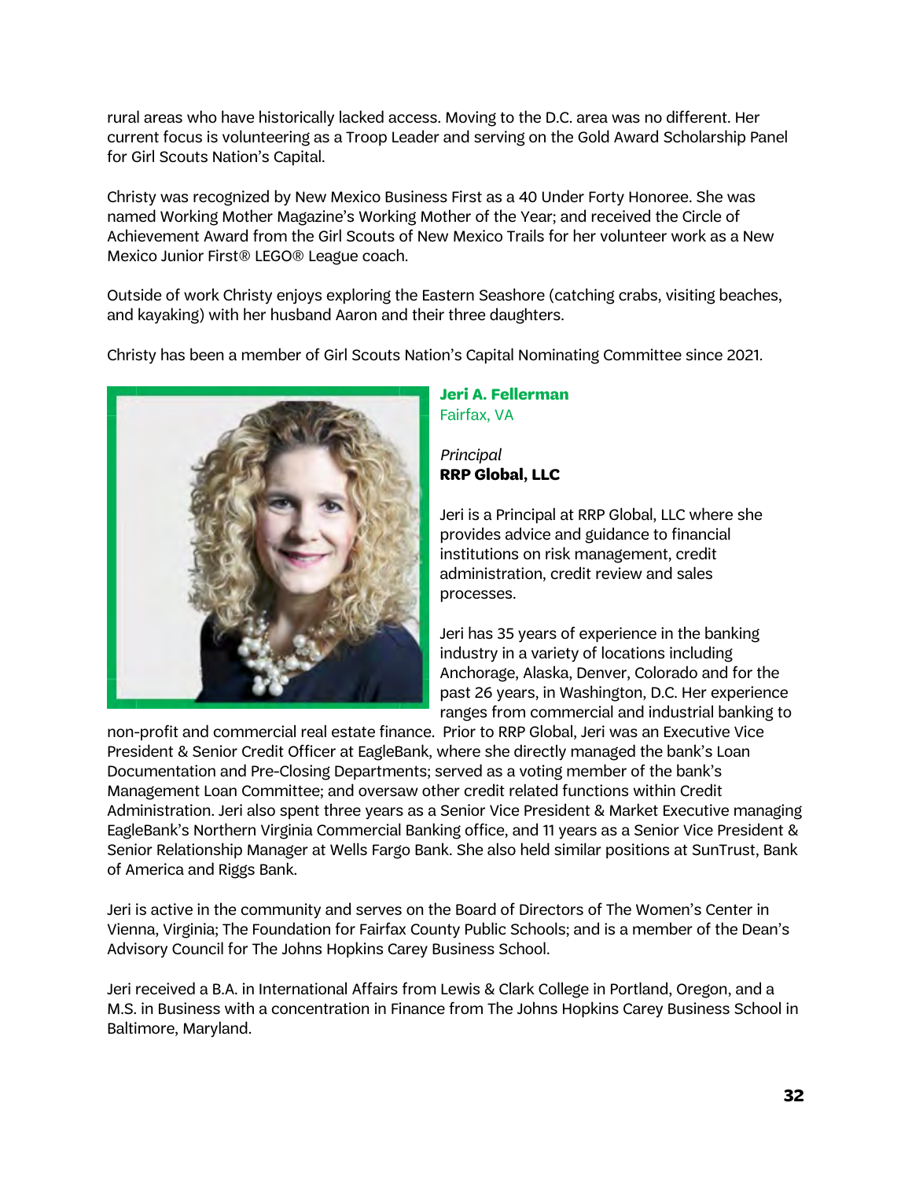rural areas who have historically lacked access. Moving to the D.C. area was no different. Her current focus is volunteering as a Troop Leader and serving on the Gold Award Scholarship Panel for Girl Scouts Nation's Capital.

Christy was recognized by New Mexico Business First as a 40 Under Forty Honoree. She was named Working Mother Magazine's Working Mother of the Year; and received the Circle of Achievement Award from the Girl Scouts of New Mexico Trails for her volunteer work as a New Mexico Junior First® LEGO® League coach.

Outside of work Christy enjoys exploring the Eastern Seashore (catching crabs, visiting beaches, and kayaking) with her husband Aaron and their three daughters.

Christy has been a member of Girl Scouts Nation's Capital Nominating Committee since 2021.

**Jeri A. Fellerman**
Fairfax, VA

*Principal*
**RRP Global, LLC**

Jeri is a Principal at RRP Global, LLC where she provides advice and guidance to financial institutions on risk management, credit administration, credit review and sales processes.

Jeri has 35 years of experience in the banking industry in a variety of locations including Anchorage, Alaska, Denver, Colorado and for the past 26 years, in Washington, D.C. Her experience ranges from commercial and industrial banking to non-profit and commercial real estate finance. Prior to RRP Global, Jeri was an Executive Vice President & Senior Credit Officer at EagleBank, where she directly managed the bank's Loan Documentation and Pre-Closing Departments; served as a voting member of the bank's Management Loan Committee; and oversaw other credit related functions within Credit Administration. Jeri also spent three years as a Senior Vice President & Market Executive managing EagleBank's Northern Virginia Commercial Banking office, and 11 years as a Senior Vice President & Senior Relationship Manager at Wells Fargo Bank. She also held similar positions at SunTrust, Bank of America and Riggs Bank.

Jeri is active in the community and serves on the Board of Directors of The Women's Center in Vienna, Virginia; The Foundation for Fairfax County Public Schools; and is a member of the Dean's Advisory Council for The Johns Hopkins Carey Business School.

Jeri received a B.A. in International Affairs from Lewis & Clark College in Portland, Oregon, and a M.S. in Business with a concentration in Finance from The Johns Hopkins Carey Business School in Baltimore, Maryland.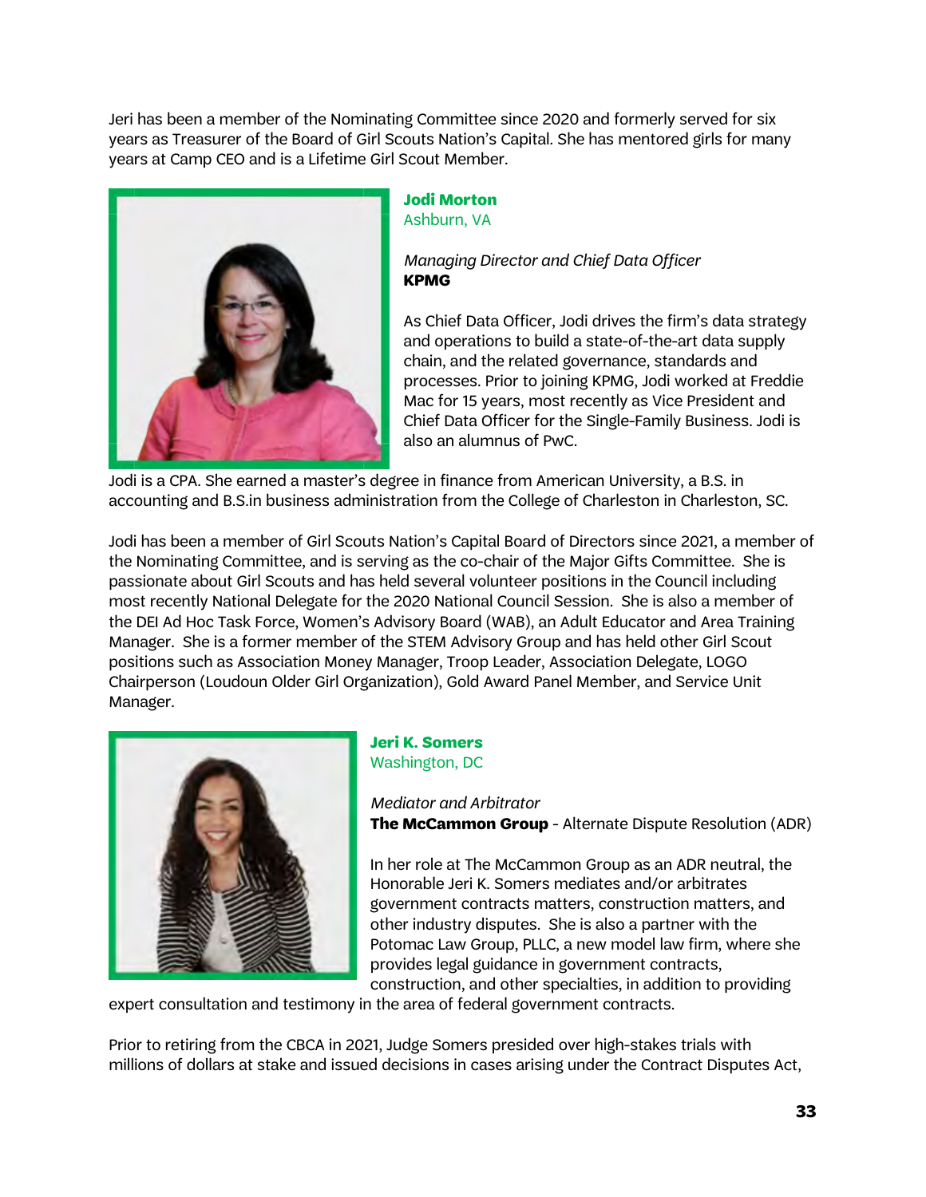Jeri has been a member of the Nominating Committee since 2020 and formerly served for six years as Treasurer of the Board of Girl Scouts Nation's Capital. She has mentored girls for many years at Camp CEO and is a Lifetime Girl Scout Member.

**Jodi Morton**
Ashburn, VA

*Managing Director and Chief Data Officer*
**KPMG**

As Chief Data Officer, Jodi drives the firm's data strategy and operations to build a state-of-the-art data supply chain, and the related governance, standards and processes. Prior to joining KPMG, Jodi worked at Freddie Mac for 15 years, most recently as Vice President and Chief Data Officer for the Single-Family Business. Jodi is also an alumnus of PwC.

Jodi is a CPA. She earned a master's degree in finance from American University, a B.S. in accounting and B.S.in business administration from the College of Charleston in Charleston, SC.

Jodi has been a member of Girl Scouts Nation's Capital Board of Directors since 2021, a member of the Nominating Committee, and is serving as the co-chair of the Major Gifts Committee. She is passionate about Girl Scouts and has held several volunteer positions in the Council including most recently National Delegate for the 2020 National Council Session. She is also a member of the DEI Ad Hoc Task Force, Women's Advisory Board (WAB), an Adult Educator and Area Training Manager. She is a former member of the STEM Advisory Group and has held other Girl Scout positions such as Association Money Manager, Troop Leader, Association Delegate, LOGO Chairperson (Loudoun Older Girl Organization), Gold Award Panel Member, and Service Unit Manager.

**Jeri K. Somers**
Washington, DC

*Mediator and Arbitrator*
**The McCammon Group** - Alternate Dispute Resolution (ADR)

In her role at The McCammon Group as an ADR neutral, the Honorable Jeri K. Somers mediates and/or arbitrates government contracts matters, construction matters, and other industry disputes. She is also a partner with the Potomac Law Group, PLLC, a new model law firm, where she provides legal guidance in government contracts, construction, and other specialties, in addition to providing expert consultation and testimony in the area of federal government contracts.

Prior to retiring from the CBCA in 2021, Judge Somers presided over high-stakes trials with millions of dollars at stake and issued decisions in cases arising under the Contract Disputes Act,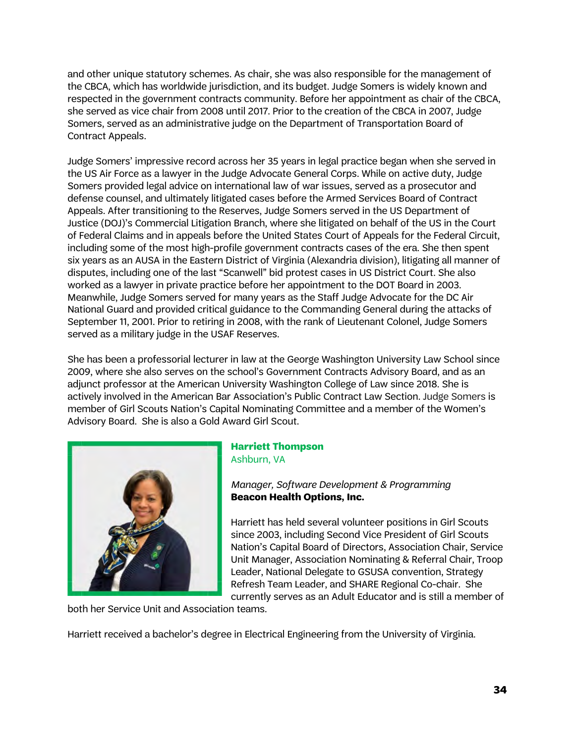and other unique statutory schemes. As chair, she was also responsible for the management of the CBCA, which has worldwide jurisdiction, and its budget. Judge Somers is widely known and respected in the government contracts community. Before her appointment as chair of the CBCA, she served as vice chair from 2008 until 2017. Prior to the creation of the CBCA in 2007, Judge Somers, served as an administrative judge on the Department of Transportation Board of Contract Appeals.

Judge Somers' impressive record across her 35 years in legal practice began when she served in the US Air Force as a lawyer in the Judge Advocate General Corps. While on active duty, Judge Somers provided legal advice on international law of war issues, served as a prosecutor and defense counsel, and ultimately litigated cases before the Armed Services Board of Contract Appeals. After transitioning to the Reserves, Judge Somers served in the US Department of Justice (DOJ)'s Commercial Litigation Branch, where she litigated on behalf of the US in the Court of Federal Claims and in appeals before the United States Court of Appeals for the Federal Circuit, including some of the most high-profile government contracts cases of the era. She then spent six years as an AUSA in the Eastern District of Virginia (Alexandria division), litigating all manner of disputes, including one of the last "Scanwell" bid protest cases in US District Court. She also worked as a lawyer in private practice before her appointment to the DOT Board in 2003. Meanwhile, Judge Somers served for many years as the Staff Judge Advocate for the DC Air National Guard and provided critical guidance to the Commanding General during the attacks of September 11, 2001. Prior to retiring in 2008, with the rank of Lieutenant Colonel, Judge Somers served as a military judge in the USAF Reserves.

She has been a professorial lecturer in law at the George Washington University Law School since 2009, where she also serves on the school's Government Contracts Advisory Board, and as an adjunct professor at the American University Washington College of Law since 2018. She is actively involved in the American Bar Association's Public Contract Law Section. Judge Somers is member of Girl Scouts Nation's Capital Nominating Committee and a member of the Women's Advisory Board. She is also a Gold Award Girl Scout.

**Harriett Thompson**
Ashburn, VA

*Manager, Software Development & Programming*
**Beacon Health Options, Inc.**

Harriett has held several volunteer positions in Girl Scouts since 2003, including Second Vice President of Girl Scouts Nation's Capital Board of Directors, Association Chair, Service Unit Manager, Association Nominating & Referral Chair, Troop Leader, National Delegate to GSUSA convention, Strategy Refresh Team Leader, and SHARE Regional Co-chair. She currently serves as an Adult Educator and is still a member of both her Service Unit and Association teams.

Harriett received a bachelor's degree in Electrical Engineering from the University of Virginia.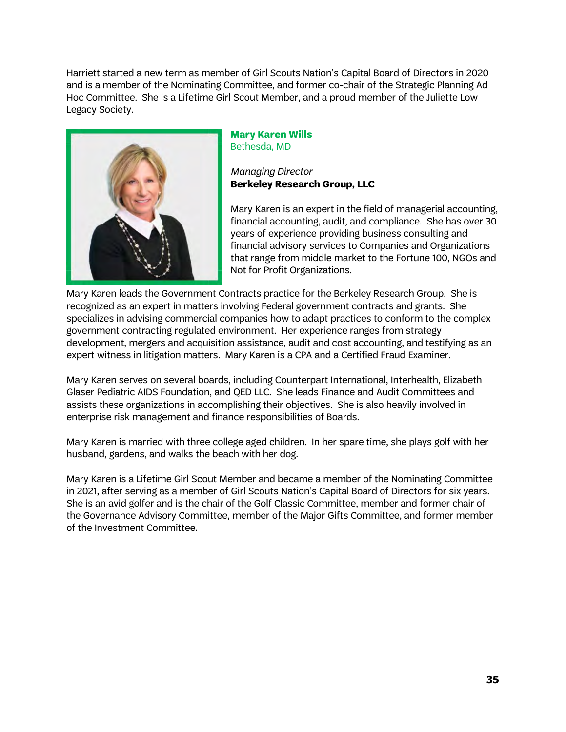Harriett started a new term as member of Girl Scouts Nation's Capital Board of Directors in 2020 and is a member of the Nominating Committee, and former co-chair of the Strategic Planning Ad Hoc Committee. She is a Lifetime Girl Scout Member, and a proud member of the Juliette Low Legacy Society.

**Mary Karen Wills**
Bethesda, MD

*Managing Director*
**Berkeley Research Group, LLC**

Mary Karen is an expert in the field of managerial accounting, financial accounting, audit, and compliance. She has over 30 years of experience providing business consulting and financial advisory services to Companies and Organizations that range from middle market to the Fortune 100, NGOs and Not for Profit Organizations.

Mary Karen leads the Government Contracts practice for the Berkeley Research Group. She is recognized as an expert in matters involving Federal government contracts and grants. She specializes in advising commercial companies how to adapt practices to conform to the complex government contracting regulated environment. Her experience ranges from strategy development, mergers and acquisition assistance, audit and cost accounting, and testifying as an expert witness in litigation matters. Mary Karen is a CPA and a Certified Fraud Examiner.

Mary Karen serves on several boards, including Counterpart International, Interhealth, Elizabeth Glaser Pediatric AIDS Foundation, and QED LLC. She leads Finance and Audit Committees and assists these organizations in accomplishing their objectives. She is also heavily involved in enterprise risk management and finance responsibilities of Boards.

Mary Karen is married with three college aged children. In her spare time, she plays golf with her husband, gardens, and walks the beach with her dog.

Mary Karen is a Lifetime Girl Scout Member and became a member of the Nominating Committee in 2021, after serving as a member of Girl Scouts Nation's Capital Board of Directors for six years. She is an avid golfer and is the chair of the Golf Classic Committee, member and former chair of the Governance Advisory Committee, member of the Major Gifts Committee, and former member of the Investment Committee.